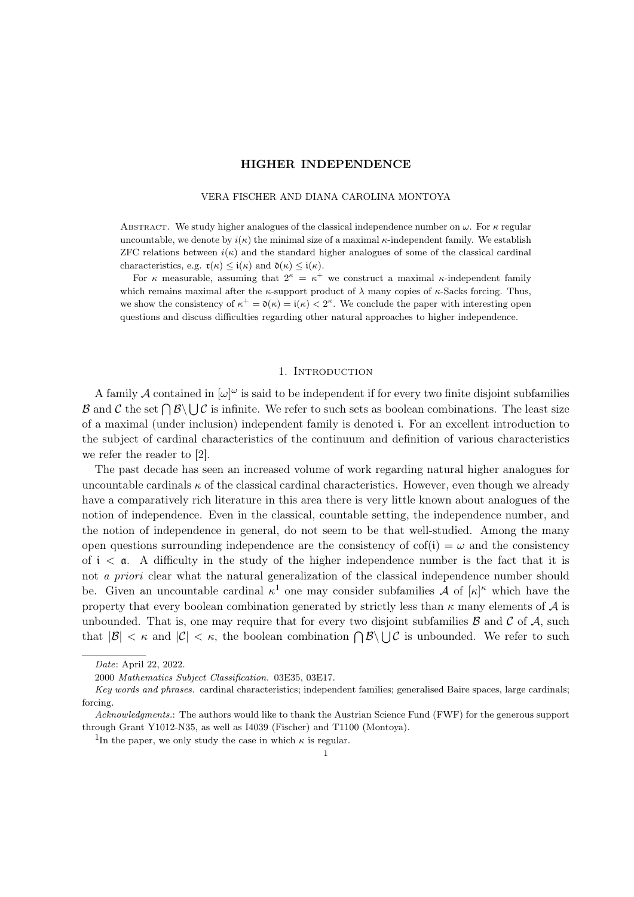# HIGHER INDEPENDENCE

VERA FISCHER AND DIANA CAROLINA MONTOYA

ABSTRACT. We study higher analogues of the classical independence number on $\omega$. For $\kappa$ regular uncountable, we denote by $i(\kappa)$ the minimal size of a maximal $\kappa$-independent family. We establish ZFC relations between $i(\kappa)$ and the standard higher analogues of some of the classical cardinal characteristics, e.g. $\mathfrak{r}(\kappa) \leq \mathfrak{i}(\kappa)$ and $\mathfrak{d}(\kappa) \leq \mathfrak{i}(\kappa)$.

For $\kappa$ measurable, assuming that $2^\kappa = \kappa^+$ we construct a maximal $\kappa$-independent family which remains maximal after the $\kappa$-support product of $\lambda$ many copies of $\kappa$-Sacks forcing. Thus, we show the consistency of $\kappa^+ = \mathfrak{d}(\kappa) = \mathfrak{i}(\kappa) < 2^\kappa$. We conclude the paper with interesting open questions and discuss difficulties regarding other natural approaches to higher independence.

## 1. Introduction

A family $\mathcal{A}$ contained in $[\omega]^\omega$ is said to be independent if for every two finite disjoint subfamilies $\mathcal{B}$ and $\mathcal{C}$ the set $\bigcap \mathcal{B} \backslash \bigcup \mathcal{C}$ is infinite. We refer to such sets as boolean combinations. The least size of a maximal (under inclusion) independent family is denoted $\mathfrak{i}$. For an excellent introduction to the subject of cardinal characteristics of the continuum and definition of various characteristics we refer the reader to [2].

The past decade has seen an increased volume of work regarding natural higher analogues for uncountable cardinals $\kappa$ of the classical cardinal characteristics. However, even though we already have a comparatively rich literature in this area there is very little known about analogues of the notion of independence. Even in the classical, countable setting, the independence number, and the notion of independence in general, do not seem to be that well-studied. Among the many open questions surrounding independence are the consistency of $\mathrm{cof}(\mathfrak{i}) = \omega$ and the consistency of $\mathfrak{i} < \mathfrak{a}$. A difficulty in the study of the higher independence number is the fact that it is not *a priori* clear what the natural generalization of the classical independence number should be. Given an uncountable cardinal $\kappa$[1] one may consider subfamilies $\mathcal{A}$ of $[\kappa]^\kappa$ which have the property that every boolean combination generated by strictly less than $\kappa$ many elements of $\mathcal{A}$ is unbounded. That is, one may require that for every two disjoint subfamilies $\mathcal{B}$ and $\mathcal{C}$ of $\mathcal{A}$, such that $|\mathcal{B}| < \kappa$ and $|\mathcal{C}| < \kappa$, the boolean combination $\bigcap \mathcal{B} \backslash \bigcup \mathcal{C}$ is unbounded. We refer to such

---

*Date*: April 22, 2022.

2000 *Mathematics Subject Classification.* 03E35, 03E17.

*Key words and phrases.* cardinal characteristics; independent families; generalised Baire spaces, large cardinals; forcing.

*Acknowledgments.*: The authors would like to thank the Austrian Science Fund (FWF) for the generous support through Grant Y1012-N35, as well as I4039 (Fischer) and T1100 (Montoya).

[1] In the paper, we only study the case in which $\kappa$ is regular.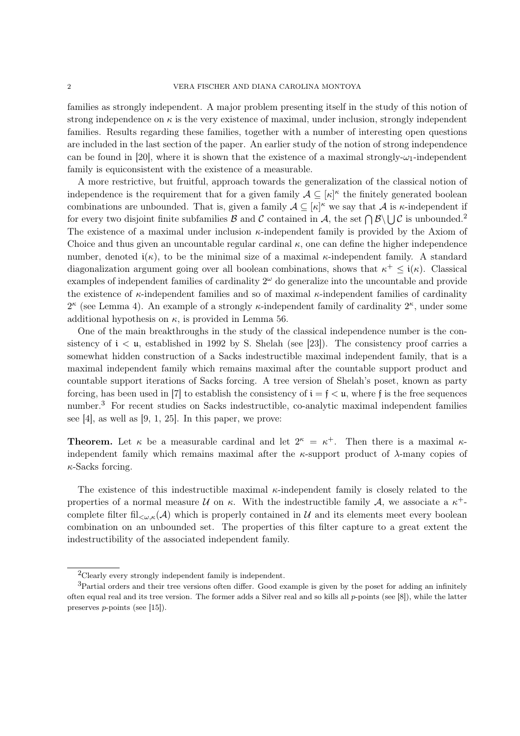families as strongly independent. A major problem presenting itself in the study of this notion of strong independence on $\kappa$ is the very existence of maximal, under inclusion, strongly independent families. Results regarding these families, together with a number of interesting open questions are included in the last section of the paper. An earlier study of the notion of strong independence can be found in [20], where it is shown that the existence of a maximal strongly-$\omega_1$-independent family is equiconsistent with the existence of a measurable.

A more restrictive, but fruitful, approach towards the generalization of the classical notion of independence is the requirement that for a given family $\mathcal{A} \subseteq [\kappa]^\kappa$ the finitely generated boolean combinations are unbounded. That is, given a family $\mathcal{A} \subseteq [\kappa]^\kappa$ we say that $\mathcal{A}$ is $\kappa$-independent if for every two disjoint finite subfamilies $\mathcal{B}$ and $\mathcal{C}$ contained in $\mathcal{A}$, the set $\bigcap \mathcal{B} \backslash \bigcup \mathcal{C}$ is unbounded.[2] The existence of a maximal under inclusion $\kappa$-independent family is provided by the Axiom of Choice and thus given an uncountable regular cardinal $\kappa$, one can define the higher independence number, denoted $\mathfrak{i}(\kappa)$, to be the minimal size of a maximal $\kappa$-independent family. A standard diagonalization argument going over all boolean combinations, shows that $\kappa^+ \leq \mathfrak{i}(\kappa)$. Classical examples of independent families of cardinality $2^\omega$ do generalize into the uncountable and provide the existence of $\kappa$-independent families and so of maximal $\kappa$-independent families of cardinality $2^\kappa$ (see Lemma 4). An example of a strongly $\kappa$-independent family of cardinality $2^\kappa$, under some additional hypothesis on $\kappa$, is provided in Lemma 56.

One of the main breakthroughs in the study of the classical independence number is the consistency of $\mathfrak{i} < \mathfrak{u}$, established in 1992 by S. Shelah (see [23]). The consistency proof carries a somewhat hidden construction of a Sacks indestructible maximal independent family, that is a maximal independent family which remains maximal after the countable support product and countable support iterations of Sacks forcing. A tree version of Shelah's poset, known as party forcing, has been used in [7] to establish the consistency of $\mathfrak{i} = \mathfrak{f} < \mathfrak{u}$, where $\mathfrak{f}$ is the free sequences number.[3] For recent studies on Sacks indestructible, co-analytic maximal independent families see [4], as well as [9, 1, 25]. In this paper, we prove:

**Theorem.** Let $\kappa$ be a measurable cardinal and let $2^\kappa = \kappa^+$. Then there is a maximal $\kappa$-independent family which remains maximal after the $\kappa$-support product of $\lambda$-many copies of $\kappa$-Sacks forcing.

The existence of this indestructible maximal $\kappa$-independent family is closely related to the properties of a normal measure $\mathcal{U}$ on $\kappa$. With the indestructible family $\mathcal{A}$, we associate a $\kappa^+$-complete filter $\mathrm{fil}_{<\omega,\kappa}(\mathcal{A})$ which is properly contained in $\mathcal{U}$ and its elements meet every boolean combination on an unbounded set. The properties of this filter capture to a great extent the indestructibility of the associated independent family.

[2] Clearly every strongly independent family is independent.

[3] Partial orders and their tree versions often differ. Good example is given by the poset for adding an infinitely often equal real and its tree version. The former adds a Silver real and so kills all $p$-points (see [8]), while the latter preserves $p$-points (see [15]).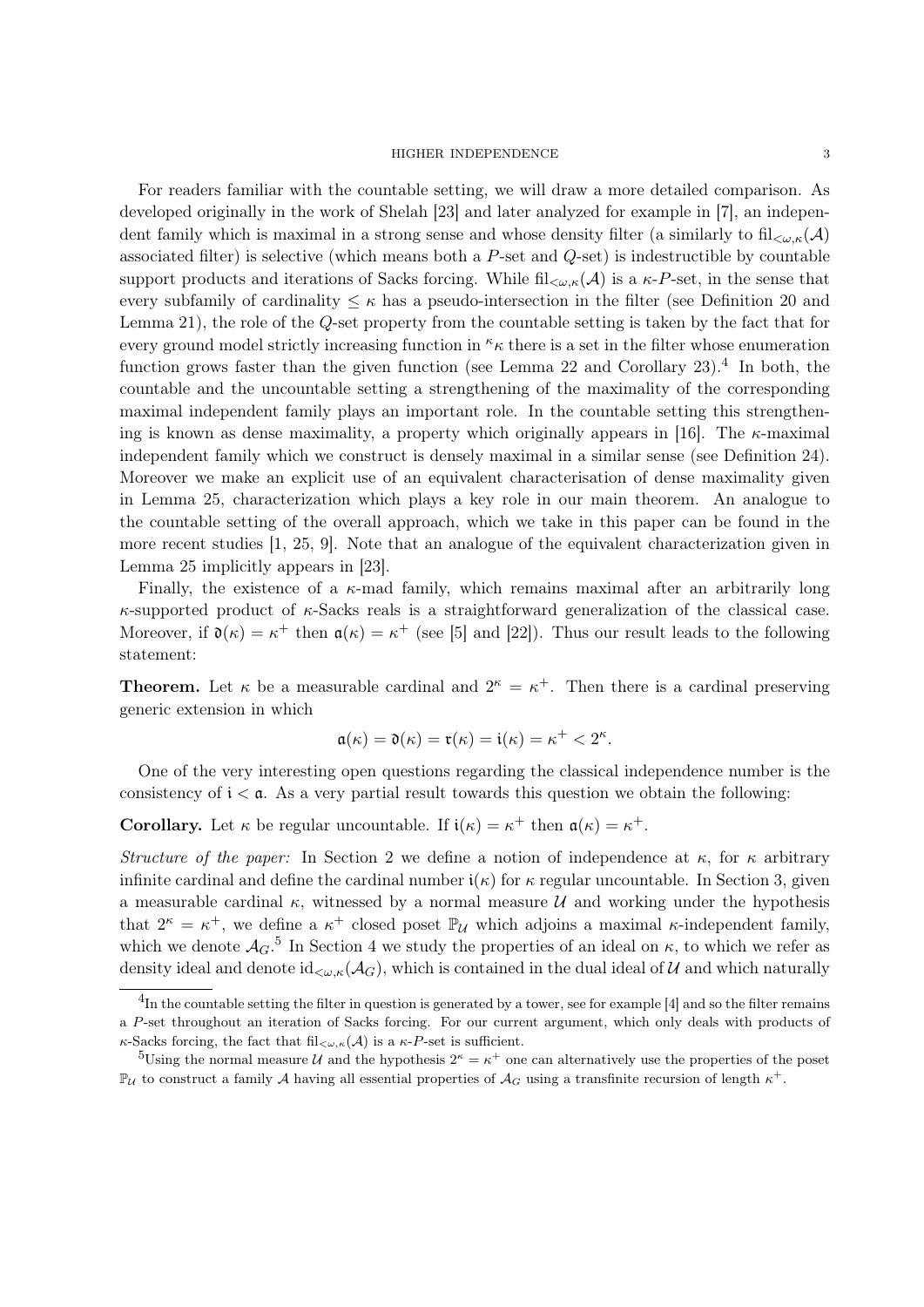For readers familiar with the countable setting, we will draw a more detailed comparison. As developed originally in the work of Shelah [23] and later analyzed for example in [7], an independent family which is maximal in a strong sense and whose density filter (a similarly to $\mathrm{fil}_{<\omega,\kappa}(\mathcal{A})$ associated filter) is selective (which means both a $P$-set and $Q$-set) is indestructible by countable support products and iterations of Sacks forcing. While $\mathrm{fil}_{<\omega,\kappa}(\mathcal{A})$ is a $\kappa$-$P$-set, in the sense that every subfamily of cardinality $\leq \kappa$ has a pseudo-intersection in the filter (see Definition 20 and Lemma 21), the role of the $Q$-set property from the countable setting is taken by the fact that for every ground model strictly increasing function in ${}^{\kappa}\kappa$ there is a set in the filter whose enumeration function grows faster than the given function (see Lemma 22 and Corollary 23).[4] In both, the countable and the uncountable setting a strengthening of the maximality of the corresponding maximal independent family plays an important role. In the countable setting this strengthening is known as dense maximality, a property which originally appears in [16]. The $\kappa$-maximal independent family which we construct is densely maximal in a similar sense (see Definition 24). Moreover we make an explicit use of an equivalent characterisation of dense maximality given in Lemma 25, characterization which plays a key role in our main theorem. An analogue to the countable setting of the overall approach, which we take in this paper can be found in the more recent studies [1, 25, 9]. Note that an analogue of the equivalent characterization given in Lemma 25 implicitly appears in [23].

Finally, the existence of a $\kappa$-mad family, which remains maximal after an arbitrarily long $\kappa$-supported product of $\kappa$-Sacks reals is a straightforward generalization of the classical case. Moreover, if $\mathfrak{d}(\kappa) = \kappa^+$ then $\mathfrak{a}(\kappa) = \kappa^+$ (see [5] and [22]). Thus our result leads to the following statement:

**Theorem.** Let $\kappa$ be a measurable cardinal and $2^\kappa = \kappa^+$. Then there is a cardinal preserving generic extension in which

$$\mathfrak{a}(\kappa) = \mathfrak{d}(\kappa) = \mathfrak{r}(\kappa) = \mathfrak{i}(\kappa) = \kappa^+ < 2^\kappa.$$

One of the very interesting open questions regarding the classical independence number is the consistency of $\mathfrak{i} < \mathfrak{a}$. As a very partial result towards this question we obtain the following:

**Corollary.** Let $\kappa$ be regular uncountable. If $\mathfrak{i}(\kappa) = \kappa^+$ then $\mathfrak{a}(\kappa) = \kappa^+$.

*Structure of the paper:* In Section 2 we define a notion of independence at $\kappa$, for $\kappa$ arbitrary infinite cardinal and define the cardinal number $\mathfrak{i}(\kappa)$ for $\kappa$ regular uncountable. In Section 3, given a measurable cardinal $\kappa$, witnessed by a normal measure $\mathcal{U}$ and working under the hypothesis that $2^\kappa = \kappa^+$, we define a $\kappa^+$ closed poset $\mathbb{P}_{\mathcal{U}}$ which adjoins a maximal $\kappa$-independent family, which we denote $\mathcal{A}_G$.[5] In Section 4 we study the properties of an ideal on $\kappa$, to which we refer as density ideal and denote $\mathrm{id}_{<\omega,\kappa}(\mathcal{A}_G)$, which is contained in the dual ideal of $\mathcal{U}$ and which naturally

[4] In the countable setting the filter in question is generated by a tower, see for example [4] and so the filter remains a $P$-set throughout an iteration of Sacks forcing. For our current argument, which only deals with products of $\kappa$-Sacks forcing, the fact that $\mathrm{fil}_{<\omega,\kappa}(\mathcal{A})$ is a $\kappa$-$P$-set is sufficient.

[5] Using the normal measure $\mathcal{U}$ and the hypothesis $2^\kappa = \kappa^+$ one can alternatively use the properties of the poset $\mathbb{P}_{\mathcal{U}}$ to construct a family $\mathcal{A}$ having all essential properties of $\mathcal{A}_G$ using a transfinite recursion of length $\kappa^+$.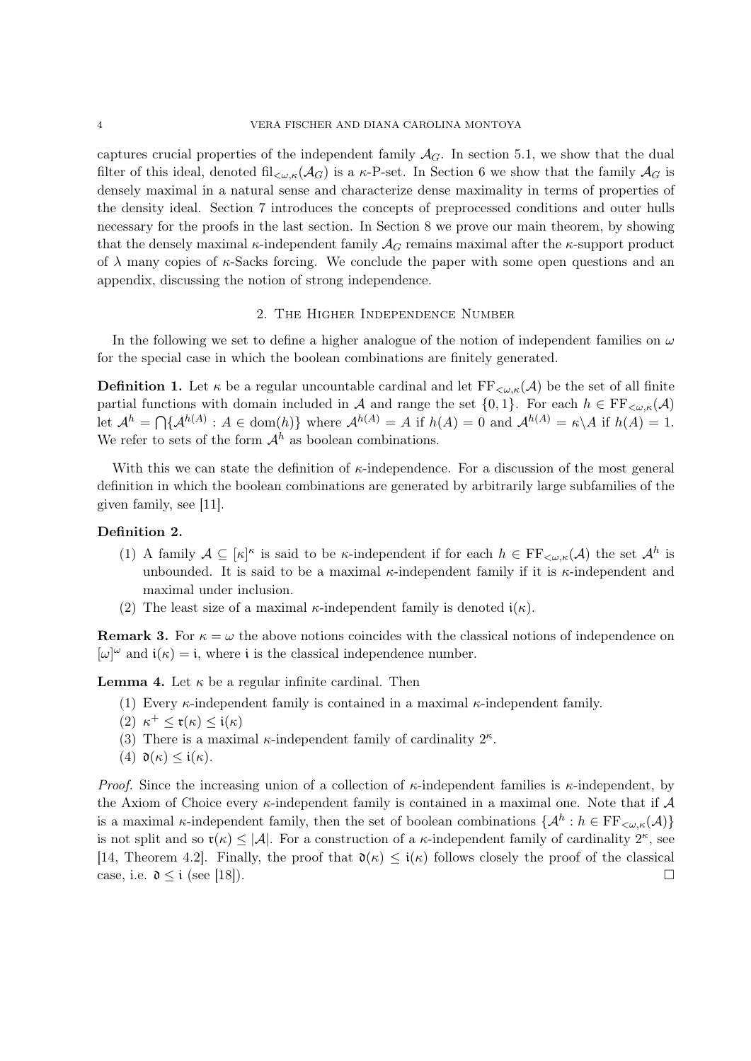captures crucial properties of the independent family $\mathcal{A}_G$. In section 5.1, we show that the dual filter of this ideal, denoted $\mathrm{fil}_{<\omega,\kappa}(\mathcal{A}_G)$ is a $\kappa$-P-set. In Section 6 we show that the family $\mathcal{A}_G$ is densely maximal in a natural sense and characterize dense maximality in terms of properties of the density ideal. Section 7 introduces the concepts of preprocessed conditions and outer hulls necessary for the proofs in the last section. In Section 8 we prove our main theorem, by showing that the densely maximal $\kappa$-independent family $\mathcal{A}_G$ remains maximal after the $\kappa$-support product of $\lambda$ many copies of $\kappa$-Sacks forcing. We conclude the paper with some open questions and an appendix, discussing the notion of strong independence.

## 2. The Higher Independence Number

In the following we set to define a higher analogue of the notion of independent families on $\omega$ for the special case in which the boolean combinations are finitely generated.

**Definition 1.** Let $\kappa$ be a regular uncountable cardinal and let $\mathrm{FF}_{<\omega,\kappa}(\mathcal{A})$ be the set of all finite partial functions with domain included in $\mathcal{A}$ and range the set $\{0,1\}$. For each $h \in \mathrm{FF}_{<\omega,\kappa}(\mathcal{A})$ let $\mathcal{A}^h = \bigcap\{\mathcal{A}^{h(A)} : A \in \mathrm{dom}(h)\}$ where $\mathcal{A}^{h(A)} = A$ if $h(A) = 0$ and $\mathcal{A}^{h(A)} = \kappa\backslash A$ if $h(A) = 1$. We refer to sets of the form $\mathcal{A}^h$ as boolean combinations.

With this we can state the definition of $\kappa$-independence. For a discussion of the most general definition in which the boolean combinations are generated by arbitrarily large subfamilies of the given family, see [11].

**Definition 2.**

(1) A family $\mathcal{A} \subseteq [\kappa]^\kappa$ is said to be $\kappa$-independent if for each $h \in \mathrm{FF}_{<\omega,\kappa}(\mathcal{A})$ the set $\mathcal{A}^h$ is unbounded. It is said to be a maximal $\kappa$-independent family if it is $\kappa$-independent and maximal under inclusion.

(2) The least size of a maximal $\kappa$-independent family is denoted $\mathfrak{i}(\kappa)$.

**Remark 3.** For $\kappa = \omega$ the above notions coincides with the classical notions of independence on $[\omega]^\omega$ and $\mathfrak{i}(\kappa) = \mathfrak{i}$, where $\mathfrak{i}$ is the classical independence number.

**Lemma 4.** Let $\kappa$ be a regular infinite cardinal. Then

(1) Every $\kappa$-independent family is contained in a maximal $\kappa$-independent family.

(2) $\kappa^+ \leq \mathfrak{r}(\kappa) \leq \mathfrak{i}(\kappa)$

(3) There is a maximal $\kappa$-independent family of cardinality $2^\kappa$.

(4) $\mathfrak{d}(\kappa) \leq \mathfrak{i}(\kappa)$.

*Proof.* Since the increasing union of a collection of $\kappa$-independent families is $\kappa$-independent, by the Axiom of Choice every $\kappa$-independent family is contained in a maximal one. Note that if $\mathcal{A}$ is a maximal $\kappa$-independent family, then the set of boolean combinations $\{\mathcal{A}^h : h \in \mathrm{FF}_{<\omega,\kappa}(\mathcal{A})\}$ is not split and so $\mathfrak{r}(\kappa) \leq |\mathcal{A}|$. For a construction of a $\kappa$-independent family of cardinality $2^\kappa$, see [14, Theorem 4.2]. Finally, the proof that $\mathfrak{d}(\kappa) \leq \mathfrak{i}(\kappa)$ follows closely the proof of the classical case, i.e. $\mathfrak{d} \leq \mathfrak{i}$ (see [18]). $\square$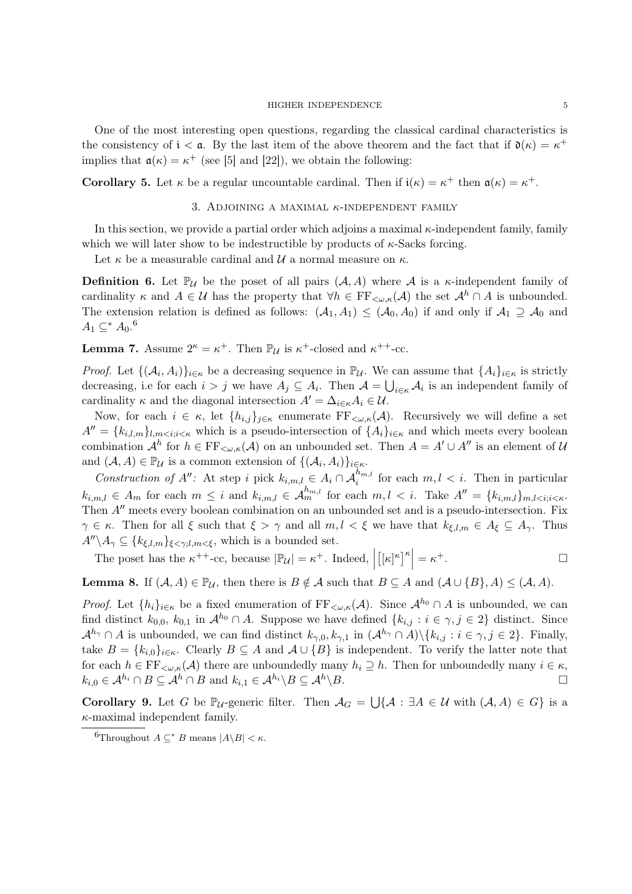One of the most interesting open questions, regarding the classical cardinal characteristics is the consistency of $\mathfrak{i} < \mathfrak{a}$. By the last item of the above theorem and the fact that if $\mathfrak{d}(\kappa) = \kappa^+$ implies that $\mathfrak{a}(\kappa) = \kappa^+$ (see [5] and [22]), we obtain the following:

**Corollary 5.** Let $\kappa$ be a regular uncountable cardinal. Then if $\mathfrak{i}(\kappa) = \kappa^+$ then $\mathfrak{a}(\kappa) = \kappa^+$.

## 3. Adjoining a maximal $\kappa$-independent family

In this section, we provide a partial order which adjoins a maximal $\kappa$-independent family, family which we will later show to be indestructible by products of $\kappa$-Sacks forcing.

Let $\kappa$ be a measurable cardinal and $\mathcal{U}$ a normal measure on $\kappa$.

**Definition 6.** Let $\mathbb{P}_\mathcal{U}$ be the poset of all pairs $(\mathcal{A}, A)$ where $\mathcal{A}$ is a $\kappa$-independent family of cardinality $\kappa$ and $A \in \mathcal{U}$ has the property that $\forall h \in \mathrm{FF}_{<\omega,\kappa}(\mathcal{A})$ the set $\mathcal{A}^h \cap A$ is unbounded. The extension relation is defined as follows: $(\mathcal{A}_1, A_1) \leq (\mathcal{A}_0, A_0)$ if and only if $\mathcal{A}_1 \supseteq \mathcal{A}_0$ and $A_1 \subseteq^* A_0$.[6]

**Lemma 7.** Assume $2^\kappa = \kappa^+$. Then $\mathbb{P}_\mathcal{U}$ is $\kappa^+$-closed and $\kappa^{++}$-cc.

*Proof.* Let $\{(\mathcal{A}_i, A_i)\}_{i\in\kappa}$ be a decreasing sequence in $\mathbb{P}_\mathcal{U}$. We can assume that $\{A_i\}_{i\in\kappa}$ is strictly decreasing, i.e for each $i > j$ we have $A_j \subseteq A_i$. Then $\mathcal{A} = \bigcup_{i\in\kappa} \mathcal{A}_i$ is an independent family of cardinality $\kappa$ and the diagonal intersection $A' = \Delta_{i\in\kappa} A_i \in \mathcal{U}$.

Now, for each $i \in \kappa$, let $\{h_{i,j}\}_{j\in\kappa}$ enumerate $\mathrm{FF}_{<\omega,\kappa}(\mathcal{A})$. Recursively we will define a set $A'' = \{k_{i,l,m}\}_{l,m<i;i<\kappa}$ which is a pseudo-intersection of $\{A_i\}_{i\in\kappa}$ and which meets every boolean combination $\mathcal{A}^h$ for $h \in \mathrm{FF}_{<\omega,\kappa}(\mathcal{A})$ on an unbounded set. Then $A = A' \cup A''$ is an element of $\mathcal{U}$ and $(\mathcal{A}, A) \in \mathbb{P}_\mathcal{U}$ is a common extension of $\{(\mathcal{A}_i, A_i)\}_{i\in\kappa}$.

*Construction of $A''$:* At step $i$ pick $k_{i,m,l} \in A_i \cap \mathcal{A}_i^{h_{m,l}}$ for each $m, l < i$. Then in particular $k_{i,m,l} \in A_m$ for each $m \leq i$ and $k_{i,m,l} \in \mathcal{A}_m^{h_{m,l}}$ for each $m, l < i$. Take $A'' = \{k_{i,m,l}\}_{m,l<i;i<\kappa}$. Then $A''$ meets every boolean combination on an unbounded set and is a pseudo-intersection. Fix $\gamma \in \kappa$. Then for all $\xi$ such that $\xi > \gamma$ and all $m, l < \xi$ we have that $k_{\xi,l,m} \in A_\xi \subseteq A_\gamma$. Thus $A'' \setminus A_\gamma \subseteq \{k_{\xi,l,m}\}_{\xi<\gamma;l,m<\xi}$, which is a bounded set.

The poset has the $\kappa^{++}$-cc, because $|\mathbb{P}_\mathcal{U}| = \kappa^+$. Indeed, $\left|\left[[\kappa]^\kappa\right]^\kappa\right| = \kappa^+$. $\square$

**Lemma 8.** If $(\mathcal{A}, A) \in \mathbb{P}_\mathcal{U}$, then there is $B \notin \mathcal{A}$ such that $B \subseteq A$ and $(\mathcal{A} \cup \{B\}, A) \leq (\mathcal{A}, A)$.

*Proof.* Let $\{h_i\}_{i\in\kappa}$ be a fixed enumeration of $\mathrm{FF}_{<\omega,\kappa}(\mathcal{A})$. Since $\mathcal{A}^{h_0} \cap A$ is unbounded, we can find distinct $k_{0,0}$, $k_{0,1}$ in $\mathcal{A}^{h_0} \cap A$. Suppose we have defined $\{k_{i,j} : i \in \gamma, j \in 2\}$ distinct. Since $\mathcal{A}^{h_\gamma} \cap A$ is unbounded, we can find distinct $k_{\gamma,0}, k_{\gamma,1}$ in $(\mathcal{A}^{h_\gamma} \cap A) \setminus \{k_{i,j} : i \in \gamma, j \in 2\}$. Finally, take $B = \{k_{i,0}\}_{i\in\kappa}$. Clearly $B \subseteq A$ and $\mathcal{A} \cup \{B\}$ is independent. To verify the latter note that for each $h \in \mathrm{FF}_{<\omega,\kappa}(\mathcal{A})$ there are unboundedly many $h_i \supseteq h$. Then for unboundedly many $i \in \kappa$, $k_{i,0} \in \mathcal{A}^{h_i} \cap B \subseteq \mathcal{A}^h \cap B$ and $k_{i,1} \in \mathcal{A}^{h_i} \setminus B \subseteq \mathcal{A}^h \setminus B$. $\square$

**Corollary 9.** Let $G$ be $\mathbb{P}_\mathcal{U}$-generic filter. Then $\mathcal{A}_G = \bigcup\{\mathcal{A} : \exists A \in \mathcal{U} \text{ with } (\mathcal{A}, A) \in G\}$ is a $\kappa$-maximal independent family.

[6] Throughout $A \subseteq^* B$ means $|A \setminus B| < \kappa$.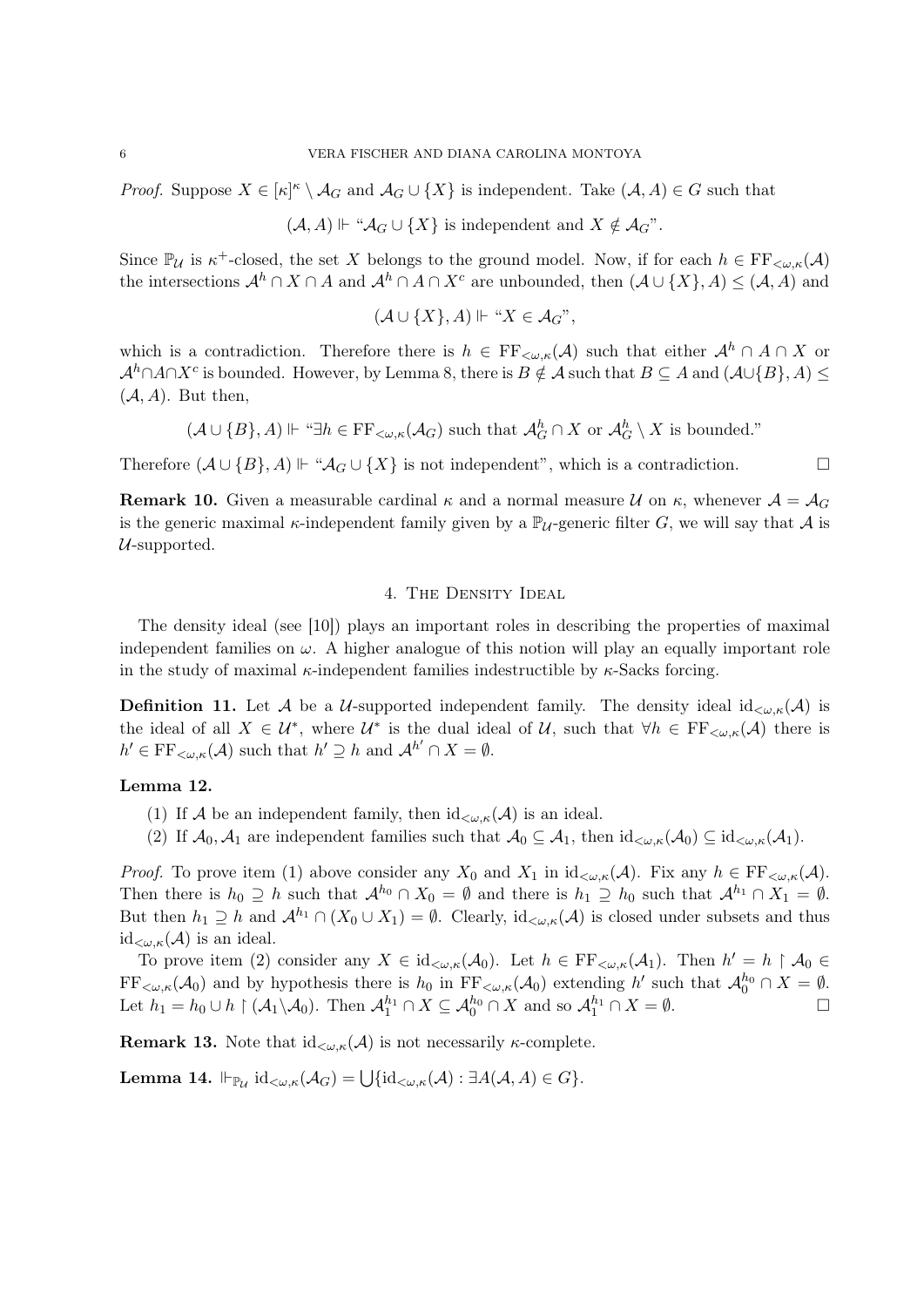*Proof.* Suppose $X \in [\kappa]^\kappa \setminus \mathcal{A}_G$ and $\mathcal{A}_G \cup \{X\}$ is independent. Take $(\mathcal{A}, A) \in G$ such that

$$(\mathcal{A}, A) \Vdash \text{“}\mathcal{A}_G \cup \{X\} \text{ is independent and } X \notin \mathcal{A}_G\text{”}.$$

Since $\mathbb{P}_\mathcal{U}$ is $\kappa^+$-closed, the set $X$ belongs to the ground model. Now, if for each $h \in \mathrm{FF}_{<\omega,\kappa}(\mathcal{A})$ the intersections $\mathcal{A}^h \cap X \cap A$ and $\mathcal{A}^h \cap A \cap X^c$ are unbounded, then $(\mathcal{A} \cup \{X\}, A) \leq (\mathcal{A}, A)$ and

$$(\mathcal{A} \cup \{X\}, A) \Vdash \text{“}X \in \mathcal{A}_G\text{”},$$

which is a contradiction. Therefore there is $h \in \mathrm{FF}_{<\omega,\kappa}(\mathcal{A})$ such that either $\mathcal{A}^h \cap A \cap X$ or $\mathcal{A}^h \cap A \cap X^c$ is bounded. However, by Lemma 8, there is $B \notin \mathcal{A}$ such that $B \subseteq A$ and $(\mathcal{A} \cup \{B\}, A) \leq (\mathcal{A}, A)$. But then,

$$(\mathcal{A} \cup \{B\}, A) \Vdash \text{“}\exists h \in \mathrm{FF}_{<\omega,\kappa}(\mathcal{A}_G) \text{ such that } \mathcal{A}_G^h \cap X \text{ or } \mathcal{A}_G^h \setminus X \text{ is bounded.”}$$

Therefore $(\mathcal{A} \cup \{B\}, A) \Vdash$ “$\mathcal{A}_G \cup \{X\}$ is not independent”, which is a contradiction. □

**Remark 10.** Given a measurable cardinal $\kappa$ and a normal measure $\mathcal{U}$ on $\kappa$, whenever $\mathcal{A} = \mathcal{A}_G$ is the generic maximal $\kappa$-independent family given by a $\mathbb{P}_\mathcal{U}$-generic filter $G$, we will say that $\mathcal{A}$ is $\mathcal{U}$-supported.

## 4. The Density Ideal

The density ideal (see [10]) plays an important roles in describing the properties of maximal independent families on $\omega$. A higher analogue of this notion will play an equally important role in the study of maximal $\kappa$-independent families indestructible by $\kappa$-Sacks forcing.

**Definition 11.** Let $\mathcal{A}$ be a $\mathcal{U}$-supported independent family. The density ideal $\mathrm{id}_{<\omega,\kappa}(\mathcal{A})$ is the ideal of all $X \in \mathcal{U}^*$, where $\mathcal{U}^*$ is the dual ideal of $\mathcal{U}$, such that $\forall h \in \mathrm{FF}_{<\omega,\kappa}(\mathcal{A})$ there is $h' \in \mathrm{FF}_{<\omega,\kappa}(\mathcal{A})$ such that $h' \supseteq h$ and $\mathcal{A}^{h'} \cap X = \emptyset$.

**Lemma 12.**

1. If $\mathcal{A}$ be an independent family, then $\mathrm{id}_{<\omega,\kappa}(\mathcal{A})$ is an ideal.
2. If $\mathcal{A}_0, \mathcal{A}_1$ are independent families such that $\mathcal{A}_0 \subseteq \mathcal{A}_1$, then $\mathrm{id}_{<\omega,\kappa}(\mathcal{A}_0) \subseteq \mathrm{id}_{<\omega,\kappa}(\mathcal{A}_1)$.

*Proof.* To prove item (1) above consider any $X_0$ and $X_1$ in $\mathrm{id}_{<\omega,\kappa}(\mathcal{A})$. Fix any $h \in \mathrm{FF}_{<\omega,\kappa}(\mathcal{A})$. Then there is $h_0 \supseteq h$ such that $\mathcal{A}^{h_0} \cap X_0 = \emptyset$ and there is $h_1 \supseteq h_0$ such that $\mathcal{A}^{h_1} \cap X_1 = \emptyset$. But then $h_1 \supseteq h$ and $\mathcal{A}^{h_1} \cap (X_0 \cup X_1) = \emptyset$. Clearly, $\mathrm{id}_{<\omega,\kappa}(\mathcal{A})$ is closed under subsets and thus $\mathrm{id}_{<\omega,\kappa}(\mathcal{A})$ is an ideal.

To prove item (2) consider any $X \in \mathrm{id}_{<\omega,\kappa}(\mathcal{A}_0)$. Let $h \in \mathrm{FF}_{<\omega,\kappa}(\mathcal{A}_1)$. Then $h' = h \restriction \mathcal{A}_0 \in \mathrm{FF}_{<\omega,\kappa}(\mathcal{A}_0)$ and by hypothesis there is $h_0$ in $\mathrm{FF}_{<\omega,\kappa}(\mathcal{A}_0)$ extending $h'$ such that $\mathcal{A}_0^{h_0} \cap X = \emptyset$. Let $h_1 = h_0 \cup h \restriction (\mathcal{A}_1 \setminus \mathcal{A}_0)$. Then $\mathcal{A}_1^{h_1} \cap X \subseteq \mathcal{A}_0^{h_0} \cap X$ and so $\mathcal{A}_1^{h_1} \cap X = \emptyset$. □

**Remark 13.** Note that $\mathrm{id}_{<\omega,\kappa}(\mathcal{A})$ is not necessarily $\kappa$-complete.

**Lemma 14.** $\Vdash_{\mathbb{P}_\mathcal{U}} \mathrm{id}_{<\omega,\kappa}(\mathcal{A}_G) = \bigcup\{\mathrm{id}_{<\omega,\kappa}(\mathcal{A}) : \exists A(\mathcal{A}, A) \in G\}$.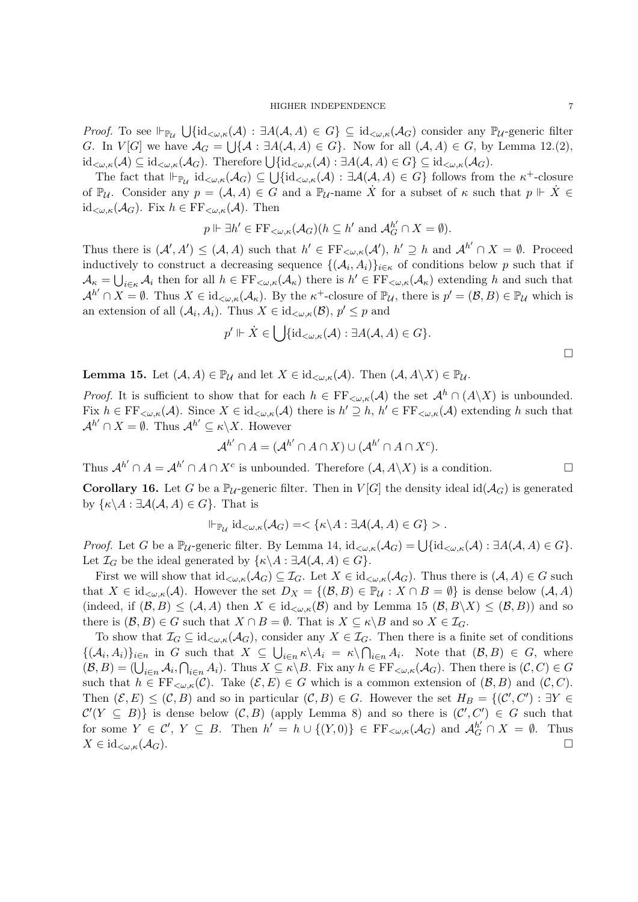*Proof.* To see $\Vdash_{\mathbb{P}_\mathcal{U}} \bigcup\{\mathrm{id}_{<\omega,\kappa}(\mathcal{A}) : \exists A(\mathcal{A},A) \in G\} \subseteq \mathrm{id}_{<\omega,\kappa}(\mathcal{A}_G)$ consider any $\mathbb{P}_\mathcal{U}$-generic filter $G$. In $V[G]$ we have $\mathcal{A}_G = \bigcup\{\mathcal{A} : \exists A(\mathcal{A},A) \in G\}$. Now for all $(\mathcal{A},A) \in G$, by Lemma 12.(2), $\mathrm{id}_{<\omega,\kappa}(\mathcal{A}) \subseteq \mathrm{id}_{<\omega,\kappa}(\mathcal{A}_G)$. Therefore $\bigcup\{\mathrm{id}_{<\omega,\kappa}(\mathcal{A}) : \exists A(\mathcal{A},A) \in G\} \subseteq \mathrm{id}_{<\omega,\kappa}(\mathcal{A}_G)$.

The fact that $\Vdash_{\mathbb{P}_\mathcal{U}} \mathrm{id}_{<\omega,\kappa}(\mathcal{A}_G) \subseteq \bigcup\{\mathrm{id}_{<\omega,\kappa}(\mathcal{A}) : \exists \mathcal{A}(\mathcal{A},A) \in G\}$ follows from the $\kappa^+$-closure of $\mathbb{P}_\mathcal{U}$. Consider any $p = (\mathcal{A},A) \in G$ and a $\mathbb{P}_\mathcal{U}$-name $\dot{X}$ for a subset of $\kappa$ such that $p \Vdash \dot{X} \in \mathrm{id}_{<\omega,\kappa}(\mathcal{A}_G)$. Fix $h \in \mathrm{FF}_{<\omega,\kappa}(\mathcal{A})$. Then

$$p \Vdash \exists h' \in \mathrm{FF}_{<\omega,\kappa}(\mathcal{A}_G)(h \subseteq h' \text{ and } \mathcal{A}_G^{h'} \cap X = \emptyset).$$

Thus there is $(\mathcal{A}',A') \leq (\mathcal{A},A)$ such that $h' \in \mathrm{FF}_{<\omega,\kappa}(\mathcal{A}')$, $h' \supseteq h$ and $\mathcal{A}^{h'} \cap X = \emptyset$. Proceed inductively to construct a decreasing sequence $\{(\mathcal{A}_i,A_i)\}_{i\in\kappa}$ of conditions below $p$ such that if $\mathcal{A}_\kappa = \bigcup_{i\in\kappa}\mathcal{A}_i$ then for all $h \in \mathrm{FF}_{<\omega,\kappa}(\mathcal{A}_\kappa)$ there is $h' \in \mathrm{FF}_{<\omega,\kappa}(\mathcal{A}_\kappa)$ extending $h$ and such that $\mathcal{A}^{h'} \cap X = \emptyset$. Thus $X \in \mathrm{id}_{<\omega,\kappa}(\mathcal{A}_\kappa)$. By the $\kappa^+$-closure of $\mathbb{P}_\mathcal{U}$, there is $p' = (\mathcal{B},B) \in \mathbb{P}_\mathcal{U}$ which is an extension of all $(\mathcal{A}_i,A_i)$. Thus $X \in \mathrm{id}_{<\omega,\kappa}(\mathcal{B})$, $p' \leq p$ and

$$p' \Vdash \dot{X} \in \bigcup\{\mathrm{id}_{<\omega,\kappa}(\mathcal{A}) : \exists A(\mathcal{A},A) \in G\}.$$

□

**Lemma 15.** Let $(\mathcal{A},A) \in \mathbb{P}_\mathcal{U}$ and let $X \in \mathrm{id}_{<\omega,\kappa}(\mathcal{A})$. Then $(\mathcal{A},A\backslash X) \in \mathbb{P}_\mathcal{U}$.

*Proof.* It is sufficient to show that for each $h \in \mathrm{FF}_{<\omega,\kappa}(\mathcal{A})$ the set $\mathcal{A}^h \cap (A\backslash X)$ is unbounded. Fix $h \in \mathrm{FF}_{<\omega,\kappa}(\mathcal{A})$. Since $X \in \mathrm{id}_{<\omega,\kappa}(\mathcal{A})$ there is $h' \supseteq h$, $h' \in \mathrm{FF}_{<\omega,\kappa}(\mathcal{A})$ extending $h$ such that $\mathcal{A}^{h'} \cap X = \emptyset$. Thus $\mathcal{A}^{h'} \subseteq \kappa\backslash X$. However

$$\mathcal{A}^{h'} \cap A = (\mathcal{A}^{h'} \cap A \cap X) \cup (\mathcal{A}^{h'} \cap A \cap X^c).$$

Thus $\mathcal{A}^{h'} \cap A = \mathcal{A}^{h'} \cap A \cap X^c$ is unbounded. Therefore $(\mathcal{A},A\backslash X)$ is a condition. □

**Corollary 16.** Let $G$ be a $\mathbb{P}_\mathcal{U}$-generic filter. Then in $V[G]$ the density ideal $\mathrm{id}(\mathcal{A}_G)$ is generated by $\{\kappa\backslash A : \exists \mathcal{A}(\mathcal{A},A) \in G\}$. That is

$$\Vdash_{\mathbb{P}_\mathcal{U}} \mathrm{id}_{<\omega,\kappa}(\mathcal{A}_G) =<\{\kappa\backslash A : \exists \mathcal{A}(\mathcal{A},A) \in G\}>.$$

*Proof.* Let $G$ be a $\mathbb{P}_\mathcal{U}$-generic filter. By Lemma 14, $\mathrm{id}_{<\omega,\kappa}(\mathcal{A}_G) = \bigcup\{\mathrm{id}_{<\omega,\kappa}(\mathcal{A}) : \exists A(\mathcal{A},A) \in G\}$. Let $\mathcal{I}_G$ be the ideal generated by $\{\kappa\backslash A : \exists \mathcal{A}(\mathcal{A},A) \in G\}$.

First we will show that $\mathrm{id}_{<\omega,\kappa}(\mathcal{A}_G) \subseteq \mathcal{I}_G$. Let $X \in \mathrm{id}_{<\omega,\kappa}(\mathcal{A}_G)$. Thus there is $(\mathcal{A},A) \in G$ such that $X \in \mathrm{id}_{<\omega,\kappa}(\mathcal{A})$. However the set $D_X = \{(\mathcal{B},B) \in \mathbb{P}_\mathcal{U} : X \cap B = \emptyset\}$ is dense below $(\mathcal{A},A)$ (indeed, if $(\mathcal{B},B) \leq (\mathcal{A},A)$ then $X \in \mathrm{id}_{<\omega,\kappa}(\mathcal{B})$ and by Lemma 15 $(\mathcal{B},B\backslash X) \leq (\mathcal{B},B)$) and so there is $(\mathcal{B},B) \in G$ such that $X \cap B = \emptyset$. That is $X \subseteq \kappa\backslash B$ and so $X \in \mathcal{I}_G$.

To show that $\mathcal{I}_G \subseteq \mathrm{id}_{<\omega,\kappa}(\mathcal{A}_G)$, consider any $X \in \mathcal{I}_G$. Then there is a finite set of conditions $\{(\mathcal{A}_i,A_i)\}_{i\in n}$ in $G$ such that $X \subseteq \bigcup_{i\in n}\kappa\backslash A_i = \kappa\backslash\bigcap_{i\in n}A_i$. Note that $(\mathcal{B},B) \in G$, where $(\mathcal{B},B) = (\bigcup_{i\in n}\mathcal{A}_i, \bigcap_{i\in n}A_i)$. Thus $X \subseteq \kappa\backslash B$. Fix any $h \in \mathrm{FF}_{<\omega,\kappa}(\mathcal{A}_G)$. Then there is $(\mathcal{C},C) \in G$ such that $h \in \mathrm{FF}_{<\omega,\kappa}(\mathcal{C})$. Take $(\mathcal{E},E) \in G$ which is a common extension of $(\mathcal{B},B)$ and $(\mathcal{C},C)$. Then $(\mathcal{E},E) \leq (\mathcal{C},B)$ and so in particular $(\mathcal{C},B) \in G$. However the set $H_B = \{(\mathcal{C}',C') : \exists Y \in \mathcal{C}'(Y \subseteq B)\}$ is dense below $(\mathcal{C},B)$ (apply Lemma 8) and so there is $(\mathcal{C}',C') \in G$ such that for some $Y \in \mathcal{C}'$, $Y \subseteq B$. Then $h' = h \cup \{(Y,0)\} \in \mathrm{FF}_{<\omega,\kappa}(\mathcal{A}_G)$ and $\mathcal{A}_G^{h'} \cap X = \emptyset$. Thus $X \in \mathrm{id}_{<\omega,\kappa}(\mathcal{A}_G)$. □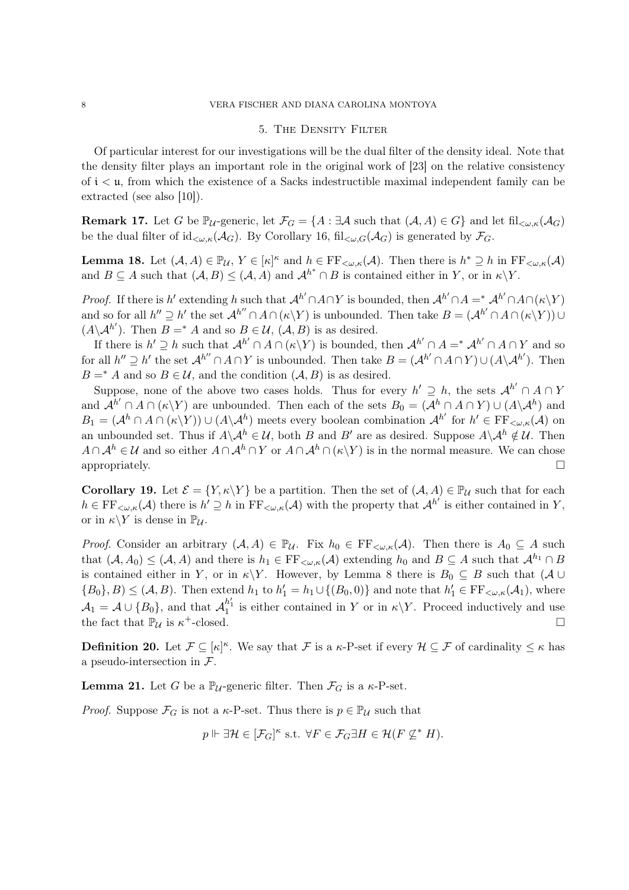## 5. The Density Filter

Of particular interest for our investigations will be the dual filter of the density ideal. Note that the density filter plays an important role in the original work of [23] on the relative consistency of $\mathfrak{i} < \mathfrak{u}$, from which the existence of a Sacks indestructible maximal independent family can be extracted (see also [10]).

**Remark 17.** Let $G$ be $\mathbb{P}_{\mathcal{U}}$-generic, let $\mathcal{F}_G = \{A : \exists \mathcal{A} \text{ such that } (\mathcal{A}, A) \in G\}$ and let $\text{fil}_{<\omega,\kappa}(\mathcal{A}_G)$ be the dual filter of $\text{id}_{<\omega,\kappa}(\mathcal{A}_G)$. By Corollary 16, $\text{fil}_{<\omega,G}(\mathcal{A}_G)$ is generated by $\mathcal{F}_G$.

**Lemma 18.** Let $(\mathcal{A}, A) \in \mathbb{P}_{\mathcal{U}}$, $Y \in [\kappa]^\kappa$ and $h \in \text{FF}_{<\omega,\kappa}(\mathcal{A})$. Then there is $h^* \supseteq h$ in $\text{FF}_{<\omega,\kappa}(\mathcal{A})$ and $B \subseteq A$ such that $(\mathcal{A}, B) \leq (\mathcal{A}, A)$ and $\mathcal{A}^{h^*} \cap B$ is contained either in $Y$, or in $\kappa \backslash Y$.

*Proof.* If there is $h'$ extending $h$ such that $\mathcal{A}^{h'} \cap A \cap Y$ is bounded, then $\mathcal{A}^{h'} \cap A =^* \mathcal{A}^{h'} \cap A \cap (\kappa \backslash Y)$ and so for all $h'' \supseteq h'$ the set $\mathcal{A}^{h''} \cap A \cap (\kappa \backslash Y)$ is unbounded. Then take $B = (\mathcal{A}^{h'} \cap A \cap (\kappa \backslash Y)) \cup (A \backslash \mathcal{A}^{h'})$. Then $B =^* A$ and so $B \in \mathcal{U}$, $(\mathcal{A}, B)$ is as desired.

If there is $h' \supseteq h$ such that $\mathcal{A}^{h'} \cap A \cap (\kappa \backslash Y)$ is bounded, then $\mathcal{A}^{h'} \cap A =^* \mathcal{A}^{h'} \cap A \cap Y$ and so for all $h'' \supseteq h'$ the set $\mathcal{A}^{h''} \cap A \cap Y$ is unbounded. Then take $B = (\mathcal{A}^{h'} \cap A \cap Y) \cup (A \backslash \mathcal{A}^{h'})$. Then $B =^* A$ and so $B \in \mathcal{U}$, and the condition $(\mathcal{A}, B)$ is as desired.

Suppose, none of the above two cases holds. Thus for every $h' \supseteq h$, the sets $\mathcal{A}^{h'} \cap A \cap Y$ and $\mathcal{A}^{h'} \cap A \cap (\kappa \backslash Y)$ are unbounded. Then each of the sets $B_0 = (\mathcal{A}^h \cap A \cap Y) \cup (A \backslash \mathcal{A}^h)$ and $B_1 = (\mathcal{A}^h \cap A \cap (\kappa \backslash Y)) \cup (A \backslash \mathcal{A}^h)$ meets every boolean combination $\mathcal{A}^{h'}$ for $h' \in \text{FF}_{<\omega,\kappa}(\mathcal{A})$ on an unbounded set. Thus if $A \backslash \mathcal{A}^h \in \mathcal{U}$, both $B$ and $B'$ are as desired. Suppose $A \backslash \mathcal{A}^h \notin \mathcal{U}$. Then $A \cap \mathcal{A}^h \in \mathcal{U}$ and so either $A \cap \mathcal{A}^h \cap Y$ or $A \cap \mathcal{A}^h \cap (\kappa \backslash Y)$ is in the normal measure. We can chose appropriately. $\square$

**Corollary 19.** Let $\mathcal{E} = \{Y, \kappa \backslash Y\}$ be a partition. Then the set of $(\mathcal{A}, A) \in \mathbb{P}_{\mathcal{U}}$ such that for each $h \in \text{FF}_{<\omega,\kappa}(\mathcal{A})$ there is $h' \supseteq h$ in $\text{FF}_{<\omega,\kappa}(\mathcal{A})$ with the property that $\mathcal{A}^{h'}$ is either contained in $Y$, or in $\kappa \backslash Y$ is dense in $\mathbb{P}_{\mathcal{U}}$.

*Proof.* Consider an arbitrary $(\mathcal{A}, A) \in \mathbb{P}_{\mathcal{U}}$. Fix $h_0 \in \text{FF}_{<\omega,\kappa}(\mathcal{A})$. Then there is $A_0 \subseteq A$ such that $(\mathcal{A}, A_0) \leq (\mathcal{A}, A)$ and there is $h_1 \in \text{FF}_{<\omega,\kappa}(\mathcal{A})$ extending $h_0$ and $B \subseteq A$ such that $\mathcal{A}^{h_1} \cap B$ is contained either in $Y$, or in $\kappa \backslash Y$. However, by Lemma 8 there is $B_0 \subseteq B$ such that $(\mathcal{A} \cup \{B_0\}, B) \leq (\mathcal{A}, B)$. Then extend $h_1$ to $h_1' = h_1 \cup \{(B_0, 0)\}$ and note that $h_1' \in \text{FF}_{<\omega,\kappa}(\mathcal{A}_1)$, where $\mathcal{A}_1 = \mathcal{A} \cup \{B_0\}$, and that $\mathcal{A}_1^{h_1'}$ is either contained in $Y$ or in $\kappa \backslash Y$. Proceed inductively and use the fact that $\mathbb{P}_{\mathcal{U}}$ is $\kappa^+$-closed. $\square$

**Definition 20.** Let $\mathcal{F} \subseteq [\kappa]^\kappa$. We say that $\mathcal{F}$ is a $\kappa$-P-set if every $\mathcal{H} \subseteq \mathcal{F}$ of cardinality $\leq \kappa$ has a pseudo-intersection in $\mathcal{F}$.

**Lemma 21.** Let $G$ be a $\mathbb{P}_{\mathcal{U}}$-generic filter. Then $\mathcal{F}_G$ is a $\kappa$-P-set.

*Proof.* Suppose $\mathcal{F}_G$ is not a $\kappa$-P-set. Thus there is $p \in \mathbb{P}_{\mathcal{U}}$ such that

$$p \Vdash \exists \mathcal{H} \in [\mathcal{F}_G]^\kappa \text{ s.t. } \forall F \in \mathcal{F}_G \exists H \in \mathcal{H}(F \not\subseteq^* H).$$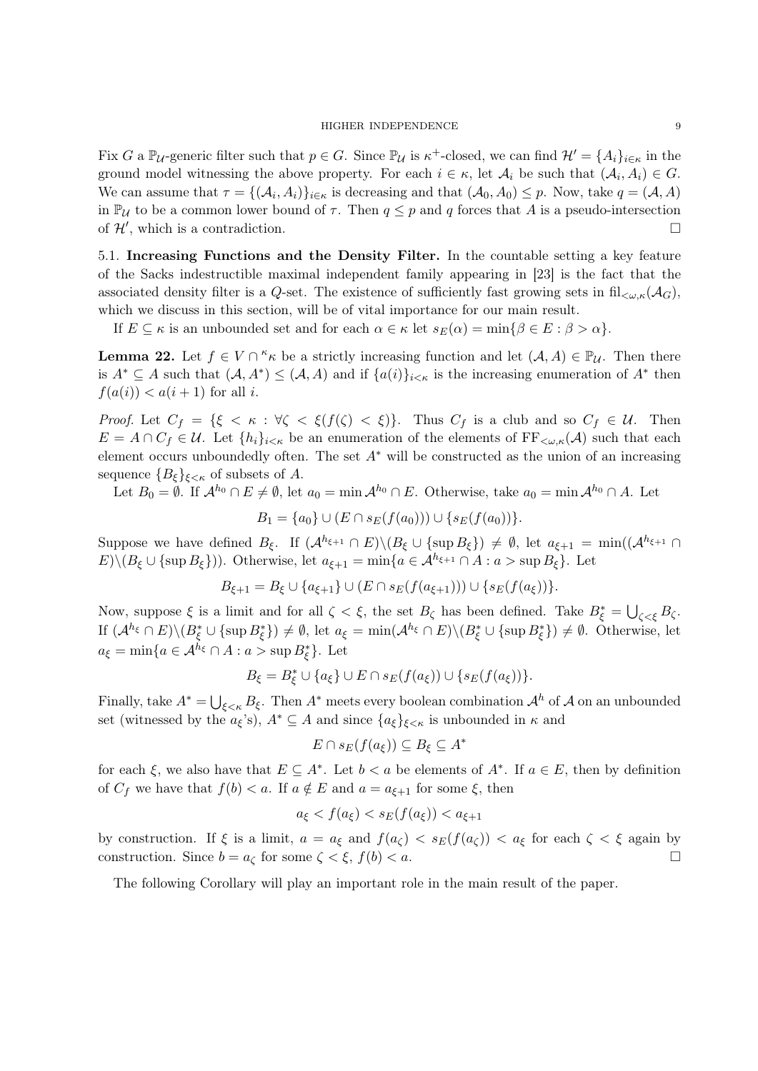Fix $G$ a $\mathbb{P}_\mathcal{U}$-generic filter such that $p \in G$. Since $\mathbb{P}_\mathcal{U}$ is $\kappa^+$-closed, we can find $\mathcal{H}' = \{A_i\}_{i\in\kappa}$ in the ground model witnessing the above property. For each $i \in \kappa$, let $\mathcal{A}_i$ be such that $(\mathcal{A}_i, A_i) \in G$. We can assume that $\tau = \{(\mathcal{A}_i, A_i)\}_{i\in\kappa}$ is decreasing and that $(\mathcal{A}_0, A_0) \leq p$. Now, take $q = (\mathcal{A}, A)$ in $\mathbb{P}_\mathcal{U}$ to be a common lower bound of $\tau$. Then $q \leq p$ and $q$ forces that $A$ is a pseudo-intersection of $\mathcal{H}'$, which is a contradiction. □

### 5.1. Increasing Functions and the Density Filter.

In the countable setting a key feature of the Sacks indestructible maximal independent family appearing in [23] is the fact that the associated density filter is a $Q$-set. The existence of sufficiently fast growing sets in $\mathrm{fil}_{<\omega,\kappa}(\mathcal{A}_G)$, which we discuss in this section, will be of vital importance for our main result.

If $E \subseteq \kappa$ is an unbounded set and for each $\alpha \in \kappa$ let $s_E(\alpha) = \min\{\beta \in E : \beta > \alpha\}$.

**Lemma 22.** *Let $f \in V \cap {}^\kappa\kappa$ be a strictly increasing function and let $(\mathcal{A}, A) \in \mathbb{P}_\mathcal{U}$. Then there is $A^* \subseteq A$ such that $(\mathcal{A}, A^*) \leq (\mathcal{A}, A)$ and if $\{a(i)\}_{i<\kappa}$ is the increasing enumeration of $A^*$ then $f(a(i)) < a(i+1)$ for all $i$.*

*Proof.* Let $C_f = \{\xi < \kappa : \forall \zeta < \xi(f(\zeta) < \xi)\}$. Thus $C_f$ is a club and so $C_f \in \mathcal{U}$. Then $E = A \cap C_f \in \mathcal{U}$. Let $\{h_i\}_{i<\kappa}$ be an enumeration of the elements of $\mathrm{FF}_{<\omega,\kappa}(\mathcal{A})$ such that each element occurs unboundedly often. The set $A^*$ will be constructed as the union of an increasing sequence $\{B_\xi\}_{\xi<\kappa}$ of subsets of $A$.

Let $B_0 = \emptyset$. If $\mathcal{A}^{h_0} \cap E \neq \emptyset$, let $a_0 = \min \mathcal{A}^{h_0} \cap E$. Otherwise, take $a_0 = \min \mathcal{A}^{h_0} \cap A$. Let

$$B_1 = \{a_0\} \cup (E \cap s_E(f(a_0))) \cup \{s_E(f(a_0))\}.$$

Suppose we have defined $B_\xi$. If $(\mathcal{A}^{h_{\xi+1}} \cap E)\backslash(B_\xi \cup \{\sup B_\xi\}) \neq \emptyset$, let $a_{\xi+1} = \min((\mathcal{A}^{h_{\xi+1}} \cap E)\backslash(B_\xi \cup \{\sup B_\xi\}))$. Otherwise, let $a_{\xi+1} = \min\{a \in \mathcal{A}^{h_{\xi+1}} \cap A : a > \sup B_\xi\}$. Let

$$B_{\xi+1} = B_\xi \cup \{a_{\xi+1}\} \cup (E \cap s_E(f(a_{\xi+1}))) \cup \{s_E(f(a_\xi))\}.$$

Now, suppose $\xi$ is a limit and for all $\zeta < \xi$, the set $B_\zeta$ has been defined. Take $B^*_\xi = \bigcup_{\zeta<\xi} B_\zeta$. If $(\mathcal{A}^{h_\xi} \cap E)\backslash(B^*_\xi \cup \{\sup B^*_\xi\}) \neq \emptyset$, let $a_\xi = \min(\mathcal{A}^{h_\xi} \cap E)\backslash(B^*_\xi \cup \{\sup B^*_\xi\}) \neq \emptyset$. Otherwise, let $a_\xi = \min\{a \in \mathcal{A}^{h_\xi} \cap A : a > \sup B^*_\xi\}$. Let

$$B_\xi = B^*_\xi \cup \{a_\xi\} \cup E \cap s_E(f(a_\xi)) \cup \{s_E(f(a_\xi))\}.$$

Finally, take $A^* = \bigcup_{\xi<\kappa} B_\xi$. Then $A^*$ meets every boolean combination $\mathcal{A}^h$ of $\mathcal{A}$ on an unbounded set (witnessed by the $a_\xi$'s), $A^* \subseteq A$ and since $\{a_\xi\}_{\xi<\kappa}$ is unbounded in $\kappa$ and

$$E \cap s_E(f(a_\xi)) \subseteq B_\xi \subseteq A^*$$

for each $\xi$, we also have that $E \subseteq A^*$. Let $b < a$ be elements of $A^*$. If $a \in E$, then by definition of $C_f$ we have that $f(b) < a$. If $a \notin E$ and $a = a_{\xi+1}$ for some $\xi$, then

$$a_\xi < f(a_\xi) < s_E(f(a_\xi)) < a_{\xi+1}$$

by construction. If $\xi$ is a limit, $a = a_\xi$ and $f(a_\zeta) < s_E(f(a_\zeta)) < a_\xi$ for each $\zeta < \xi$ again by construction. Since $b = a_\zeta$ for some $\zeta < \xi$, $f(b) < a$. □

The following Corollary will play an important role in the main result of the paper.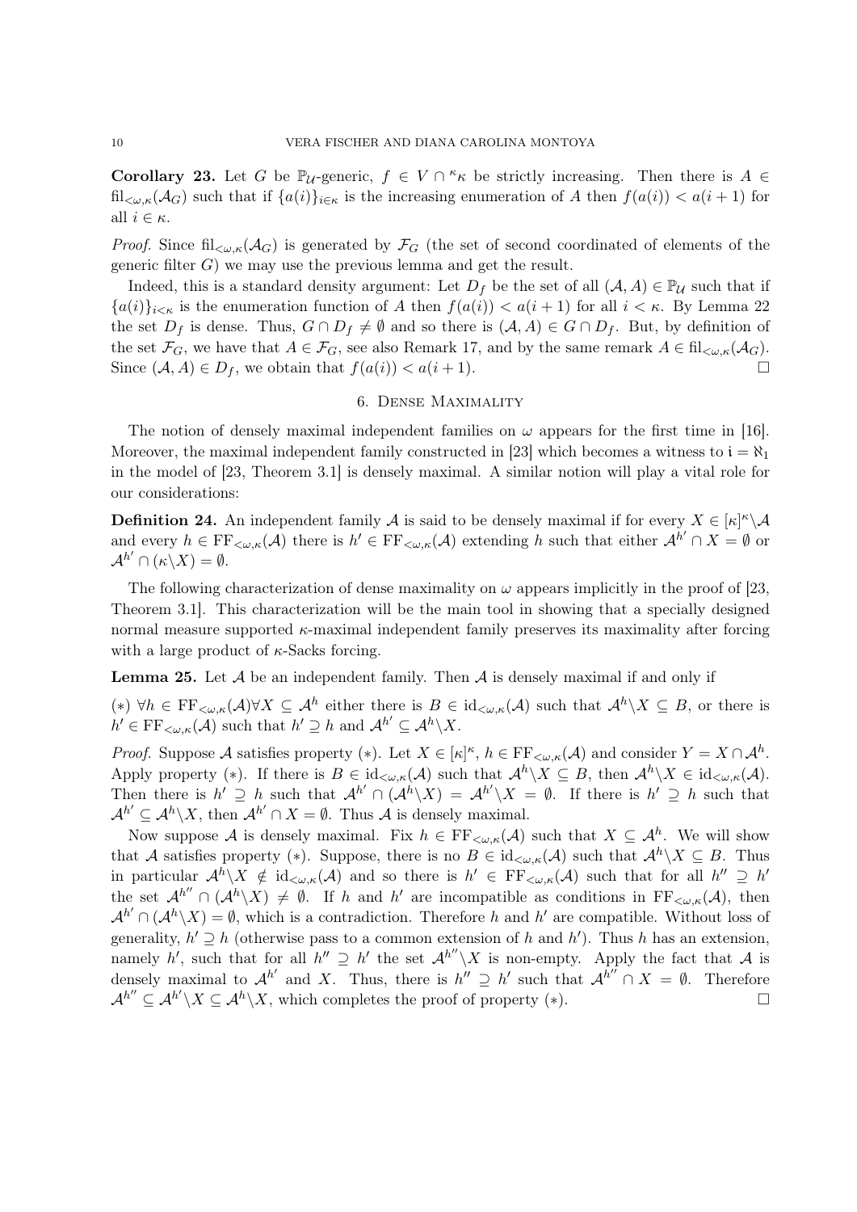**Corollary 23.** Let $G$ be $\mathbb{P}_{\mathcal{U}}$-generic, $f \in V \cap {}^\kappa\kappa$ be strictly increasing. Then there is $A \in \mathrm{fil}_{<\omega,\kappa}(\mathcal{A}_G)$ such that if $\{a(i)\}_{i\in\kappa}$ is the increasing enumeration of $A$ then $f(a(i)) < a(i+1)$ for all $i \in \kappa$.

*Proof.* Since $\mathrm{fil}_{<\omega,\kappa}(\mathcal{A}_G)$ is generated by $\mathcal{F}_G$ (the set of second coordinated of elements of the generic filter $G$) we may use the previous lemma and get the result.

Indeed, this is a standard density argument: Let $D_f$ be the set of all $(\mathcal{A}, A) \in \mathbb{P}_{\mathcal{U}}$ such that if $\{a(i)\}_{i<\kappa}$ is the enumeration function of $A$ then $f(a(i)) < a(i+1)$ for all $i < \kappa$. By Lemma 22 the set $D_f$ is dense. Thus, $G \cap D_f \neq \emptyset$ and so there is $(\mathcal{A}, A) \in G \cap D_f$. But, by definition of the set $\mathcal{F}_G$, we have that $A \in \mathcal{F}_G$, see also Remark 17, and by the same remark $A \in \mathrm{fil}_{<\omega,\kappa}(\mathcal{A}_G)$. Since $(\mathcal{A}, A) \in D_f$, we obtain that $f(a(i)) < a(i+1)$. □

## 6. Dense Maximality

The notion of densely maximal independent families on $\omega$ appears for the first time in [16]. Moreover, the maximal independent family constructed in [23] which becomes a witness to $\mathfrak{i} = \aleph_1$ in the model of [23, Theorem 3.1] is densely maximal. A similar notion will play a vital role for our considerations:

**Definition 24.** An independent family $\mathcal{A}$ is said to be densely maximal if for every $X \in [\kappa]^\kappa \backslash \mathcal{A}$ and every $h \in \mathrm{FF}_{<\omega,\kappa}(\mathcal{A})$ there is $h' \in \mathrm{FF}_{<\omega,\kappa}(\mathcal{A})$ extending $h$ such that either $\mathcal{A}^{h'} \cap X = \emptyset$ or $\mathcal{A}^{h'} \cap (\kappa\backslash X) = \emptyset$.

The following characterization of dense maximality on $\omega$ appears implicitly in the proof of [23, Theorem 3.1]. This characterization will be the main tool in showing that a specially designed normal measure supported $\kappa$-maximal independent family preserves its maximality after forcing with a large product of $\kappa$-Sacks forcing.

**Lemma 25.** Let $\mathcal{A}$ be an independent family. Then $\mathcal{A}$ is densely maximal if and only if

$(*)$ $\forall h \in \mathrm{FF}_{<\omega,\kappa}(\mathcal{A}) \forall X \subseteq \mathcal{A}^h$ either there is $B \in \mathrm{id}_{<\omega,\kappa}(\mathcal{A})$ such that $\mathcal{A}^h \backslash X \subseteq B$, or there is $h' \in \mathrm{FF}_{<\omega,\kappa}(\mathcal{A})$ such that $h' \supseteq h$ and $\mathcal{A}^{h'} \subseteq \mathcal{A}^h \backslash X$.

*Proof.* Suppose $\mathcal{A}$ satisfies property $(*)$. Let $X \in [\kappa]^\kappa$, $h \in \mathrm{FF}_{<\omega,\kappa}(\mathcal{A})$ and consider $Y = X \cap \mathcal{A}^h$. Apply property $(*)$. If there is $B \in \mathrm{id}_{<\omega,\kappa}(\mathcal{A})$ such that $\mathcal{A}^h \backslash X \subseteq B$, then $\mathcal{A}^h \backslash X \in \mathrm{id}_{<\omega,\kappa}(\mathcal{A})$. Then there is $h' \supseteq h$ such that $\mathcal{A}^{h'} \cap (\mathcal{A}^h \backslash X) = \mathcal{A}^{h'} \backslash X = \emptyset$. If there is $h' \supseteq h$ such that $\mathcal{A}^{h'} \subseteq \mathcal{A}^h \backslash X$, then $\mathcal{A}^{h'} \cap X = \emptyset$. Thus $\mathcal{A}$ is densely maximal.

Now suppose $\mathcal{A}$ is densely maximal. Fix $h \in \mathrm{FF}_{<\omega,\kappa}(\mathcal{A})$ such that $X \subseteq \mathcal{A}^h$. We will show that $\mathcal{A}$ satisfies property $(*)$. Suppose, there is no $B \in \mathrm{id}_{<\omega,\kappa}(\mathcal{A})$ such that $\mathcal{A}^h \backslash X \subseteq B$. Thus in particular $\mathcal{A}^h \backslash X \notin \mathrm{id}_{<\omega,\kappa}(\mathcal{A})$ and so there is $h' \in \mathrm{FF}_{<\omega,\kappa}(\mathcal{A})$ such that for all $h'' \supseteq h'$ the set $\mathcal{A}^{h''} \cap (\mathcal{A}^h \backslash X) \neq \emptyset$. If $h$ and $h'$ are incompatible as conditions in $\mathrm{FF}_{<\omega,\kappa}(\mathcal{A})$, then $\mathcal{A}^{h'} \cap (\mathcal{A}^h \backslash X) = \emptyset$, which is a contradiction. Therefore $h$ and $h'$ are compatible. Without loss of generality, $h' \supseteq h$ (otherwise pass to a common extension of $h$ and $h'$). Thus $h$ has an extension, namely $h'$, such that for all $h'' \supseteq h'$ the set $\mathcal{A}^{h''} \backslash X$ is non-empty. Apply the fact that $\mathcal{A}$ is densely maximal to $\mathcal{A}^{h'}$ and $X$. Thus, there is $h'' \supseteq h'$ such that $\mathcal{A}^{h''} \cap X = \emptyset$. Therefore $\mathcal{A}^{h''} \subseteq \mathcal{A}^{h'} \backslash X \subseteq \mathcal{A}^h \backslash X$, which completes the proof of property $(*)$. □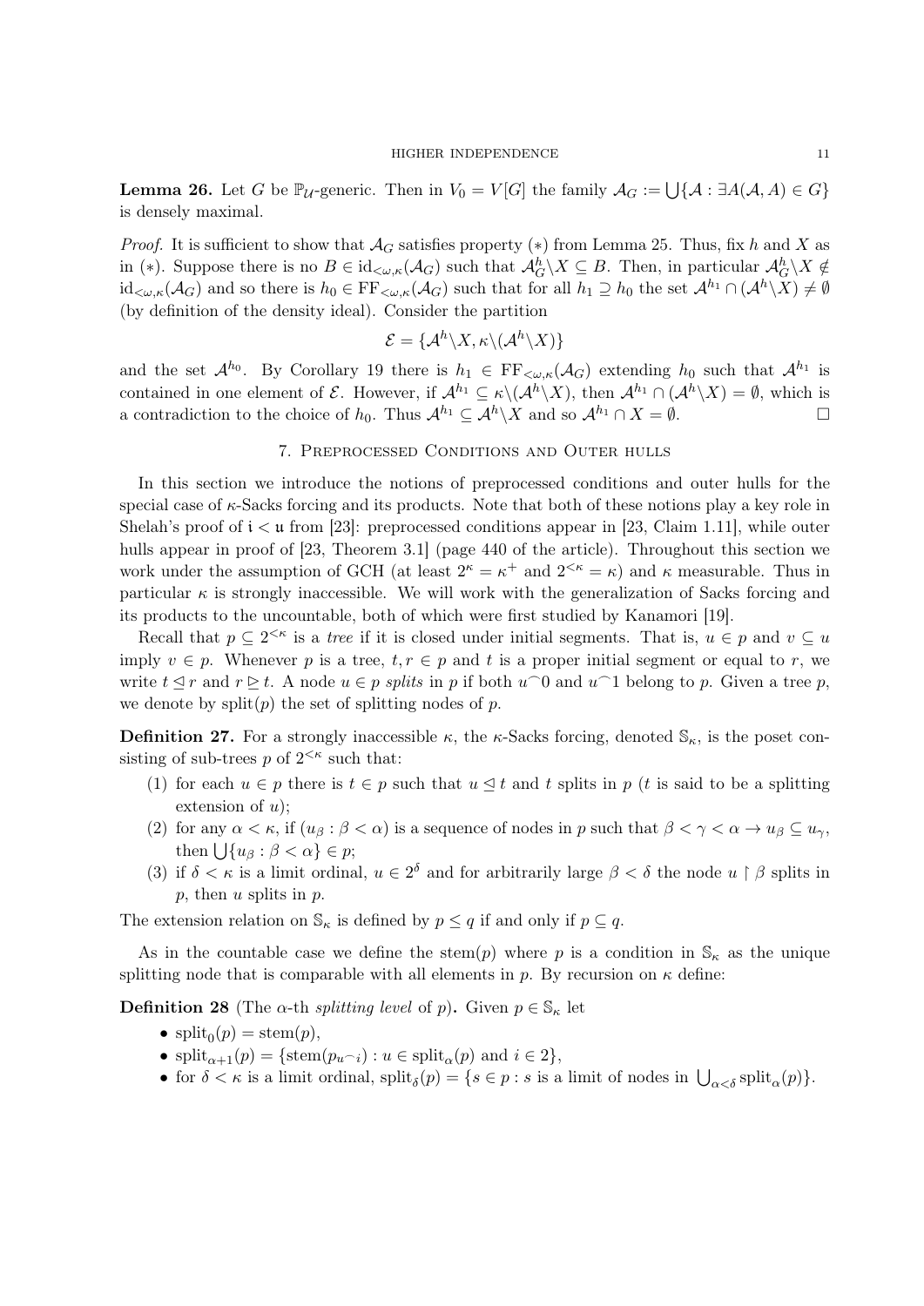**Lemma 26.** Let $G$ be $\mathbb{P}_\mathcal{U}$-generic. Then in $V_0 = V[G]$ the family $\mathcal{A}_G := \bigcup\{\mathcal{A} : \exists A(\mathcal{A}, A) \in G\}$ is densely maximal.

*Proof.* It is sufficient to show that $\mathcal{A}_G$ satisfies property $(*)$ from Lemma 25. Thus, fix $h$ and $X$ as in $(*)$. Suppose there is no $B \in \mathrm{id}_{<\omega,\kappa}(\mathcal{A}_G)$ such that $\mathcal{A}^h_G \backslash X \subseteq B$. Then, in particular $\mathcal{A}^h_G \backslash X \notin \mathrm{id}_{<\omega,\kappa}(\mathcal{A}_G)$ and so there is $h_0 \in \mathrm{FF}_{<\omega,\kappa}(\mathcal{A}_G)$ such that for all $h_1 \supseteq h_0$ the set $\mathcal{A}^{h_1} \cap (\mathcal{A}^h \backslash X) \neq \emptyset$ (by definition of the density ideal). Consider the partition

$$\mathcal{E} = \{\mathcal{A}^h \backslash X, \kappa \backslash (\mathcal{A}^h \backslash X)\}$$

and the set $\mathcal{A}^{h_0}$. By Corollary 19 there is $h_1 \in \mathrm{FF}_{<\omega,\kappa}(\mathcal{A}_G)$ extending $h_0$ such that $\mathcal{A}^{h_1}$ is contained in one element of $\mathcal{E}$. However, if $\mathcal{A}^{h_1} \subseteq \kappa \backslash (\mathcal{A}^h \backslash X)$, then $\mathcal{A}^{h_1} \cap (\mathcal{A}^h \backslash X) = \emptyset$, which is a contradiction to the choice of $h_0$. Thus $\mathcal{A}^{h_1} \subseteq \mathcal{A}^h \backslash X$ and so $\mathcal{A}^{h_1} \cap X = \emptyset$. □

## 7. Preprocessed Conditions and Outer hulls

In this section we introduce the notions of preprocessed conditions and outer hulls for the special case of $\kappa$-Sacks forcing and its products. Note that both of these notions play a key role in Shelah's proof of $\mathfrak{i} < \mathfrak{u}$ from [23]: preprocessed conditions appear in [23, Claim 1.11], while outer hulls appear in proof of [23, Theorem 3.1] (page 440 of the article). Throughout this section we work under the assumption of GCH (at least $2^\kappa = \kappa^+$ and $2^{<\kappa} = \kappa$) and $\kappa$ measurable. Thus in particular $\kappa$ is strongly inaccessible. We will work with the generalization of Sacks forcing and its products to the uncountable, both of which were first studied by Kanamori [19].

Recall that $p \subseteq 2^{<\kappa}$ is a *tree* if it is closed under initial segments. That is, $u \in p$ and $v \subseteq u$ imply $v \in p$. Whenever $p$ is a tree, $t, r \in p$ and $t$ is a proper initial segment or equal to $r$, we write $t \trianglelefteq r$ and $r \trianglerighteq t$. A node $u \in p$ *splits* in $p$ if both $u^\frown 0$ and $u^\frown 1$ belong to $p$. Given a tree $p$, we denote by $\mathrm{split}(p)$ the set of splitting nodes of $p$.

**Definition 27.** For a strongly inaccessible $\kappa$, the $\kappa$-Sacks forcing, denoted $\mathbb{S}_\kappa$, is the poset consisting of sub-trees $p$ of $2^{<\kappa}$ such that:

1. for each $u \in p$ there is $t \in p$ such that $u \trianglelefteq t$ and $t$ splits in $p$ ($t$ is said to be a splitting extension of $u$);
2. for any $\alpha < \kappa$, if $(u_\beta : \beta < \alpha)$ is a sequence of nodes in $p$ such that $\beta < \gamma < \alpha \to u_\beta \subseteq u_\gamma$, then $\bigcup\{u_\beta : \beta < \alpha\} \in p$;
3. if $\delta < \kappa$ is a limit ordinal, $u \in 2^\delta$ and for arbitrarily large $\beta < \delta$ the node $u \restriction \beta$ splits in $p$, then $u$ splits in $p$.

The extension relation on $\mathbb{S}_\kappa$ is defined by $p \leq q$ if and only if $p \subseteq q$.

As in the countable case we define the $\mathrm{stem}(p)$ where $p$ is a condition in $\mathbb{S}_\kappa$ as the unique splitting node that is comparable with all elements in $p$. By recursion on $\kappa$ define:

**Definition 28** (The $\alpha$-th *splitting level* of $p$)**.** Given $p \in \mathbb{S}_\kappa$ let

- $\mathrm{split}_0(p) = \mathrm{stem}(p)$,
- $\mathrm{split}_{\alpha+1}(p) = \{\mathrm{stem}(p_{u^\frown i}) : u \in \mathrm{split}_\alpha(p) \text{ and } i \in 2\}$,
- for $\delta < \kappa$ is a limit ordinal, $\mathrm{split}_\delta(p) = \{s \in p : s \text{ is a limit of nodes in } \bigcup_{\alpha<\delta} \mathrm{split}_\alpha(p)\}$.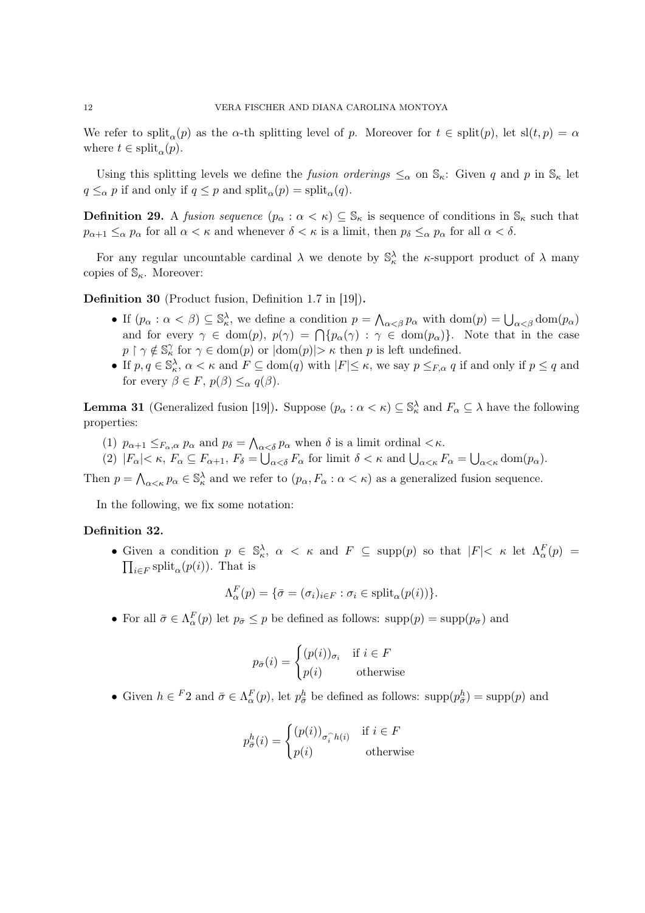We refer to $\text{split}_\alpha(p)$ as the $\alpha$-th splitting level of $p$. Moreover for $t \in \text{split}(p)$, let $\text{sl}(t, p) = \alpha$ where $t \in \text{split}_\alpha(p)$.

Using this splitting levels we define the *fusion orderings* $\leq_\alpha$ on $\mathbb{S}_\kappa$: Given $q$ and $p$ in $\mathbb{S}_\kappa$ let $q \leq_\alpha p$ if and only if $q \leq p$ and $\text{split}_\alpha(p) = \text{split}_\alpha(q)$.

**Definition 29.** A *fusion sequence* $(p_\alpha : \alpha < \kappa) \subseteq \mathbb{S}_\kappa$ is sequence of conditions in $\mathbb{S}_\kappa$ such that $p_{\alpha+1} \leq_\alpha p_\alpha$ for all $\alpha < \kappa$ and whenever $\delta < \kappa$ is a limit, then $p_\delta \leq_\alpha p_\alpha$ for all $\alpha < \delta$.

For any regular uncountable cardinal $\lambda$ we denote by $\mathbb{S}_\kappa^\lambda$ the $\kappa$-support product of $\lambda$ many copies of $\mathbb{S}_\kappa$. Moreover:

**Definition 30** (Product fusion, Definition 1.7 in [19])**.**

- If $(p_\alpha : \alpha < \beta) \subseteq \mathbb{S}_\kappa^\lambda$, we define a condition $p = \bigwedge_{\alpha<\beta} p_\alpha$ with $\text{dom}(p) = \bigcup_{\alpha<\beta} \text{dom}(p_\alpha)$ and for every $\gamma \in \text{dom}(p)$, $p(\gamma) = \bigcap\{p_\alpha(\gamma) : \gamma \in \text{dom}(p_\alpha)\}$. Note that in the case $p \restriction \gamma \notin \mathbb{S}_\kappa^\gamma$ for $\gamma \in \text{dom}(p)$ or $|\text{dom}(p)| > \kappa$ then $p$ is left undefined.
- If $p, q \in \mathbb{S}_\kappa^\lambda$, $\alpha < \kappa$ and $F \subseteq \text{dom}(q)$ with $|F| \leq \kappa$, we say $p \leq_{F,\alpha} q$ if and only if $p \leq q$ and for every $\beta \in F$, $p(\beta) \leq_\alpha q(\beta)$.

**Lemma 31** (Generalized fusion [19])**.** Suppose $(p_\alpha : \alpha < \kappa) \subseteq \mathbb{S}_\kappa^\lambda$ and $F_\alpha \subseteq \lambda$ have the following properties:

(1) $p_{\alpha+1} \leq_{F_\alpha,\alpha} p_\alpha$ and $p_\delta = \bigwedge_{\alpha<\delta} p_\alpha$ when $\delta$ is a limit ordinal $<\kappa$.

(2) $|F_\alpha| < \kappa$, $F_\alpha \subseteq F_{\alpha+1}$, $F_\delta = \bigcup_{\alpha<\delta} F_\alpha$ for limit $\delta < \kappa$ and $\bigcup_{\alpha<\kappa} F_\alpha = \bigcup_{\alpha<\kappa} \text{dom}(p_\alpha)$.

Then $p = \bigwedge_{\alpha<\kappa} p_\alpha \in \mathbb{S}_\kappa^\lambda$ and we refer to $(p_\alpha, F_\alpha : \alpha < \kappa)$ as a generalized fusion sequence.

In the following, we fix some notation:

**Definition 32.**

- Given a condition $p \in \mathbb{S}_\kappa^\lambda$, $\alpha < \kappa$ and $F \subseteq \text{supp}(p)$ so that $|F| < \kappa$ let $\Lambda_\alpha^F(p) = \prod_{i\in F} \text{split}_\alpha(p(i))$. That is

$$\Lambda_\alpha^F(p) = \{\bar{\sigma} = (\sigma_i)_{i\in F} : \sigma_i \in \text{split}_\alpha(p(i))\}.$$

- For all $\bar{\sigma} \in \Lambda_\alpha^F(p)$ let $p_{\bar{\sigma}} \leq p$ be defined as follows: $\text{supp}(p) = \text{supp}(p_{\bar{\sigma}})$ and

$$p_{\bar{\sigma}}(i) = \begin{cases} (p(i))_{\sigma_i} & \text{if } i \in F \\ p(i) & \text{otherwise} \end{cases}$$

- Given $h \in {}^F2$ and $\bar{\sigma} \in \Lambda_\alpha^F(p)$, let $p_{\bar{\sigma}}^h$ be defined as follows: $\text{supp}(p_{\bar{\sigma}}^h) = \text{supp}(p)$ and

$$p_{\bar{\sigma}}^h(i) = \begin{cases} (p(i))_{\sigma_i^\frown h(i)} & \text{if } i \in F \\ p(i) & \text{otherwise} \end{cases}$$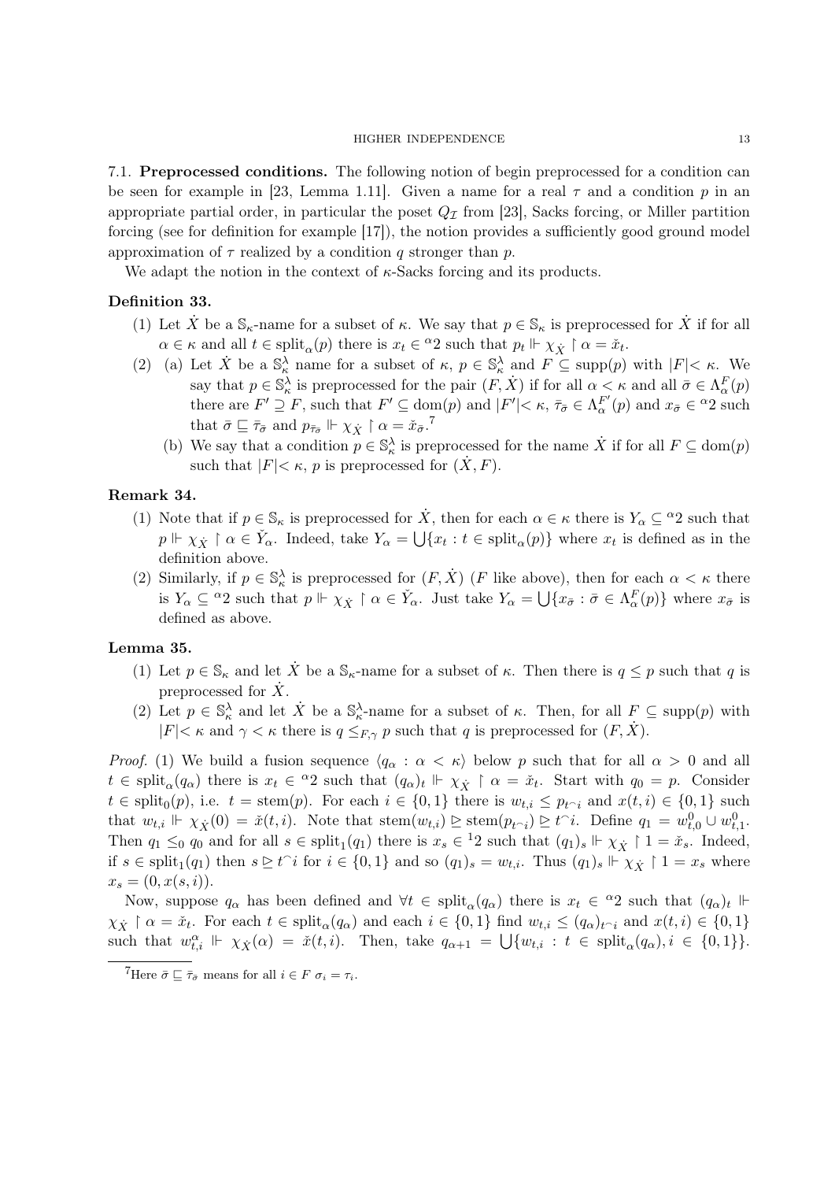7.1. **Preprocessed conditions.** The following notion of begin preprocessed for a condition can be seen for example in [23, Lemma 1.11]. Given a name for a real $\tau$ and a condition $p$ in an appropriate partial order, in particular the poset $Q_{\mathcal{I}}$ from [23], Sacks forcing, or Miller partition forcing (see for definition for example [17]), the notion provides a sufficiently good ground model approximation of $\tau$ realized by a condition $q$ stronger than $p$.

We adapt the notion in the context of $\kappa$-Sacks forcing and its products.

**Definition 33.**

1. Let $\dot{X}$ be a $\mathbb{S}_\kappa$-name for a subset of $\kappa$. We say that $p \in \mathbb{S}_\kappa$ is preprocessed for $\dot{X}$ if for all $\alpha \in \kappa$ and all $t \in \operatorname{split}_\alpha(p)$ there is $x_t \in {}^\alpha 2$ such that $p_t \Vdash \chi_{\dot{X}} \restriction \alpha = \check{x}_t$.
2. (a) Let $\dot{X}$ be a $\mathbb{S}^\lambda_\kappa$ name for a subset of $\kappa$, $p \in \mathbb{S}^\lambda_\kappa$ and $F \subseteq \operatorname{supp}(p)$ with $|F| < \kappa$. We say that $p \in \mathbb{S}^\lambda_\kappa$ is preprocessed for the pair $(F, \dot{X})$ if for all $\alpha < \kappa$ and all $\bar{\sigma} \in \Lambda^F_\alpha(p)$ there are $F' \supseteq F$, such that $F' \subseteq \operatorname{dom}(p)$ and $|F'| < \kappa$, $\bar{\tau}_{\bar{\sigma}} \in \Lambda^{F'}_\alpha(p)$ and $x_{\bar{\sigma}} \in {}^\alpha 2$ such that $\bar{\sigma} \sqsubseteq \bar{\tau}_{\bar{\sigma}}$ and $p_{\bar{\tau}_{\bar{\sigma}}} \Vdash \chi_{\dot{X}} \restriction \alpha = \check{x}_{\bar{\sigma}}$.[7]

   (b) We say that a condition $p \in \mathbb{S}^\lambda_\kappa$ is preprocessed for the name $\dot{X}$ if for all $F \subseteq \operatorname{dom}(p)$ such that $|F| < \kappa$, $p$ is preprocessed for $(\dot{X}, F)$.

**Remark 34.**

1. Note that if $p \in \mathbb{S}_\kappa$ is preprocessed for $\dot{X}$, then for each $\alpha \in \kappa$ there is $Y_\alpha \subseteq {}^\alpha 2$ such that $p \Vdash \chi_{\dot{X}} \restriction \alpha \in \check{Y}_\alpha$. Indeed, take $Y_\alpha = \bigcup\{x_t : t \in \operatorname{split}_\alpha(p)\}$ where $x_t$ is defined as in the definition above.
2. Similarly, if $p \in \mathbb{S}^\lambda_\kappa$ is preprocessed for $(F, \dot{X})$ ($F$ like above), then for each $\alpha < \kappa$ there is $Y_\alpha \subseteq {}^\alpha 2$ such that $p \Vdash \chi_{\dot{X}} \restriction \alpha \in \check{Y}_\alpha$. Just take $Y_\alpha = \bigcup\{x_{\bar{\sigma}} : \bar{\sigma} \in \Lambda^F_\alpha(p)\}$ where $x_{\bar{\sigma}}$ is defined as above.

**Lemma 35.**

1. Let $p \in \mathbb{S}_\kappa$ and let $\dot{X}$ be a $\mathbb{S}_\kappa$-name for a subset of $\kappa$. Then there is $q \leq p$ such that $q$ is preprocessed for $\dot{X}$.
2. Let $p \in \mathbb{S}^\lambda_\kappa$ and let $\dot{X}$ be a $\mathbb{S}^\lambda_\kappa$-name for a subset of $\kappa$. Then, for all $F \subseteq \operatorname{supp}(p)$ with $|F| < \kappa$ and $\gamma < \kappa$ there is $q \leq_{F,\gamma} p$ such that $q$ is preprocessed for $(F, \dot{X})$.

*Proof.* (1) We build a fusion sequence $\langle q_\alpha : \alpha < \kappa \rangle$ below $p$ such that for all $\alpha > 0$ and all $t \in \operatorname{split}_\alpha(q_\alpha)$ there is $x_t \in {}^\alpha 2$ such that $(q_\alpha)_t \Vdash \chi_{\dot{X}} \restriction \alpha = \check{x}_t$. Start with $q_0 = p$. Consider $t \in \operatorname{split}_0(p)$, i.e. $t = \operatorname{stem}(p)$. For each $i \in \{0, 1\}$ there is $w_{t,i} \leq p_{t^\frown i}$ and $x(t, i) \in \{0, 1\}$ such that $w_{t,i} \Vdash \chi_{\dot{X}}(0) = \check{x}(t, i)$. Note that $\operatorname{stem}(w_{t,i}) \trianglerighteq \operatorname{stem}(p_{t^\frown i}) \trianglerighteq t^\frown i$. Define $q_1 = w^0_{t,0} \cup w^0_{t,1}$. Then $q_1 \leq_0 q_0$ and for all $s \in \operatorname{split}_1(q_1)$ there is $x_s \in {}^1 2$ such that $(q_1)_s \Vdash \chi_{\dot{X}} \restriction 1 = \check{x}_s$. Indeed, if $s \in \operatorname{split}_1(q_1)$ then $s \trianglerighteq t^\frown i$ for $i \in \{0, 1\}$ and so $(q_1)_s = w_{t,i}$. Thus $(q_1)_s \Vdash \chi_{\dot{X}} \restriction 1 = x_s$ where $x_s = (0, x(s, i))$.

Now, suppose $q_\alpha$ has been defined and $\forall t \in \operatorname{split}_\alpha(q_\alpha)$ there is $x_t \in {}^\alpha 2$ such that $(q_\alpha)_t \Vdash \chi_{\dot{X}} \restriction \alpha = \check{x}_t$. For each $t \in \operatorname{split}_\alpha(q_\alpha)$ and each $i \in \{0, 1\}$ find $w_{t,i} \leq (q_\alpha)_{t^\frown i}$ and $x(t, i) \in \{0, 1\}$ such that $w^\alpha_{t,i} \Vdash \chi_{\dot{X}}(\alpha) = \check{x}(t, i)$. Then, take $q_{\alpha+1} = \bigcup\{w_{t,i} : t \in \operatorname{split}_\alpha(q_\alpha), i \in \{0, 1\}\}$.

[7] Here $\bar{\sigma} \sqsubseteq \bar{\tau}_{\bar{\sigma}}$ means for all $i \in F$ $\sigma_i = \tau_i$.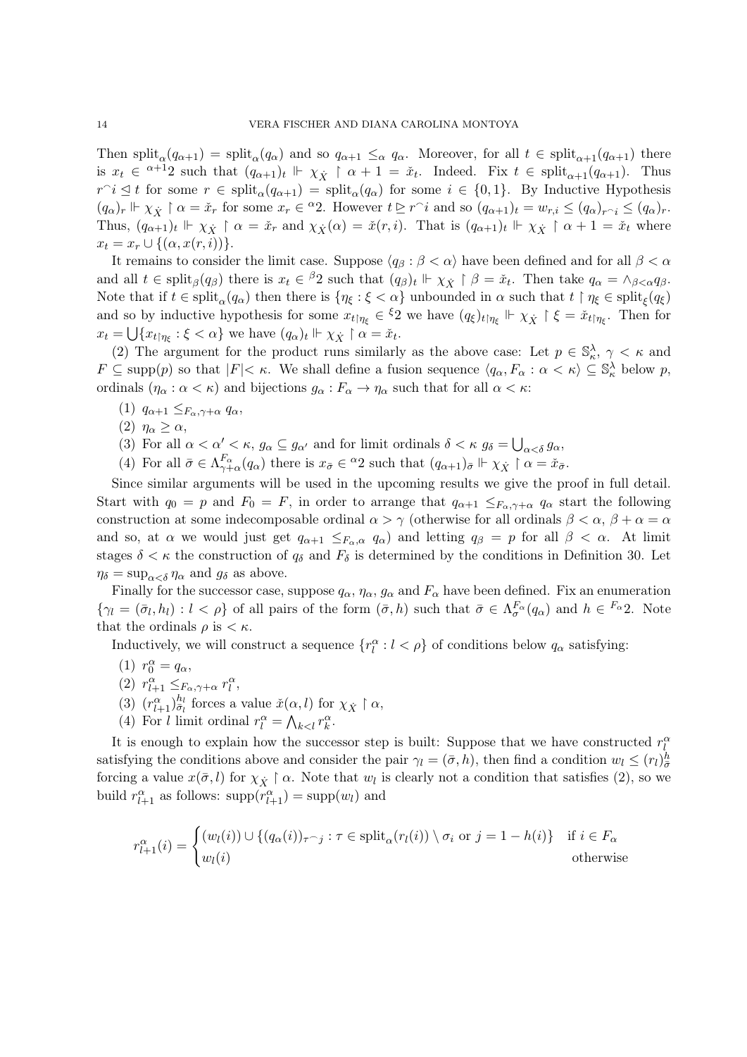Then $\text{split}_\alpha(q_{\alpha+1}) = \text{split}_\alpha(q_\alpha)$ and so $q_{\alpha+1} \leq_\alpha q_\alpha$. Moreover, for all $t \in \text{split}_{\alpha+1}(q_{\alpha+1})$ there is $x_t \in {}^{\alpha+1}2$ such that $(q_{\alpha+1})_t \Vdash \chi_{\dot{X}} \restriction \alpha+1 = \check{x}_t$. Indeed. Fix $t \in \text{split}_{\alpha+1}(q_{\alpha+1})$. Thus $r^\frown i \trianglelefteq t$ for some $r \in \text{split}_\alpha(q_{\alpha+1}) = \text{split}_\alpha(q_\alpha)$ for some $i \in \{0,1\}$. By Inductive Hypothesis $(q_\alpha)_r \Vdash \chi_{\dot{X}} \restriction \alpha = \check{x}_r$ for some $x_r \in {}^\alpha 2$. However $t \trianglerighteq r^\frown i$ and so $(q_{\alpha+1})_t = w_{r,i} \leq (q_\alpha)_{r^\frown i} \leq (q_\alpha)_r$. Thus, $(q_{\alpha+1})_t \Vdash \chi_{\dot{X}} \restriction \alpha = \check{x}_r$ and $\chi_{\dot{X}}(\alpha) = \check{x}(r,i)$. That is $(q_{\alpha+1})_t \Vdash \chi_{\dot{X}} \restriction \alpha+1 = \check{x}_t$ where $x_t = x_r \cup \{(\alpha, x(r,i))\}$.

It remains to consider the limit case. Suppose $\langle q_\beta : \beta < \alpha\rangle$ have been defined and for all $\beta < \alpha$ and all $t \in \text{split}_\beta(q_\beta)$ there is $x_t \in {}^\beta 2$ such that $(q_\beta)_t \Vdash \chi_{\dot{X}} \restriction \beta = \check{x}_t$. Then take $q_\alpha = \wedge_{\beta<\alpha} q_\beta$. Note that if $t \in \text{split}_\alpha(q_\alpha)$ then there is $\{\eta_\xi : \xi < \alpha\}$ unbounded in $\alpha$ such that $t \restriction \eta_\xi \in \text{split}_\xi(q_\xi)$ and so by inductive hypothesis for some $x_{t\restriction\eta_\xi} \in {}^\xi 2$ we have $(q_\xi)_{t\restriction\eta_\xi} \Vdash \chi_{\dot{X}} \restriction \xi = \check{x}_{t\restriction\eta_\xi}$. Then for $x_t = \bigcup\{x_{t\restriction\eta_\xi} : \xi < \alpha\}$ we have $(q_\alpha)_t \Vdash \chi_{\dot{X}} \restriction \alpha = \check{x}_t$.

(2) The argument for the product runs similarly as the above case: Let $p \in \mathbb{S}^\lambda_\kappa$, $\gamma < \kappa$ and $F \subseteq \text{supp}(p)$ so that $|F| < \kappa$. We shall define a fusion sequence $\langle q_\alpha, F_\alpha : \alpha < \kappa\rangle \subseteq \mathbb{S}^\lambda_\kappa$ below $p$, ordinals $(\eta_\alpha : \alpha < \kappa)$ and bijections $g_\alpha : F_\alpha \to \eta_\alpha$ such that for all $\alpha < \kappa$:

1. $q_{\alpha+1} \leq_{F_\alpha, \gamma+\alpha} q_\alpha$,
2. $\eta_\alpha \geq \alpha$,
3. For all $\alpha < \alpha' < \kappa$, $g_\alpha \subseteq g_{\alpha'}$ and for limit ordinals $\delta < \kappa$ $g_\delta = \bigcup_{\alpha<\delta} g_\alpha$,
4. For all $\bar{\sigma} \in \Lambda^{F_\alpha}_{\gamma+\alpha}(q_\alpha)$ there is $x_{\bar{\sigma}} \in {}^\alpha 2$ such that $(q_{\alpha+1})_{\bar{\sigma}} \Vdash \chi_{\dot{X}} \restriction \alpha = \check{x}_{\bar{\sigma}}$.

Since similar arguments will be used in the upcoming results we give the proof in full detail. Start with $q_0 = p$ and $F_0 = F$, in order to arrange that $q_{\alpha+1} \leq_{F_\alpha, \gamma+\alpha} q_\alpha$ start the following construction at some indecomposable ordinal $\alpha > \gamma$ (otherwise for all ordinals $\beta < \alpha$, $\beta + \alpha = \alpha$ and so, at $\alpha$ we would just get $q_{\alpha+1} \leq_{F_\alpha,\alpha} q_\alpha$) and letting $q_\beta = p$ for all $\beta < \alpha$. At limit stages $\delta < \kappa$ the construction of $q_\delta$ and $F_\delta$ is determined by the conditions in Definition 30. Let $\eta_\delta = \sup_{\alpha<\delta} \eta_\alpha$ and $g_\delta$ as above.

Finally for the successor case, suppose $q_\alpha$, $\eta_\alpha$, $g_\alpha$ and $F_\alpha$ have been defined. Fix an enumeration $\{\gamma_l = (\bar{\sigma}_l, h_l) : l < \rho\}$ of all pairs of the form $(\bar{\sigma}, h)$ such that $\bar{\sigma} \in \Lambda^{F_\alpha}_\sigma(q_\alpha)$ and $h \in {}^{F_\alpha}2$. Note that the ordinals $\rho$ is $< \kappa$.

Inductively, we will construct a sequence $\{r^\alpha_l : l < \rho\}$ of conditions below $q_\alpha$ satisfying:

1. $r^\alpha_0 = q_\alpha$,
2. $r^\alpha_{l+1} \leq_{F_\alpha, \gamma+\alpha} r^\alpha_l$,
3. $(r^\alpha_{l+1})^{h_l}_{\bar{\sigma}_l}$ forces a value $\check{x}(\alpha, l)$ for $\chi_{\dot{X}} \restriction \alpha$,
4. For $l$ limit ordinal $r^\alpha_l = \bigwedge_{k<l} r^\alpha_k$.

It is enough to explain how the successor step is built: Suppose that we have constructed $r^\alpha_l$ satisfying the conditions above and consider the pair $\gamma_l = (\bar{\sigma}, h)$, then find a condition $w_l \leq (r_l)^h_{\bar{\sigma}}$ forcing a value $x(\bar{\sigma}, l)$ for $\chi_{\dot{X}} \restriction \alpha$. Note that $w_l$ is clearly not a condition that satisfies (2), so we build $r^\alpha_{l+1}$ as follows: $\text{supp}(r^\alpha_{l+1}) = \text{supp}(w_l)$ and

$$r^\alpha_{l+1}(i) = \begin{cases} (w_l(i)) \cup \{(q_\alpha(i))_{\tau^\frown j} : \tau \in \text{split}_\alpha(r_l(i)) \setminus \sigma_i \text{ or } j = 1 - h(i)\} & \text{if } i \in F_\alpha \\ w_l(i) & \text{otherwise} \end{cases}$$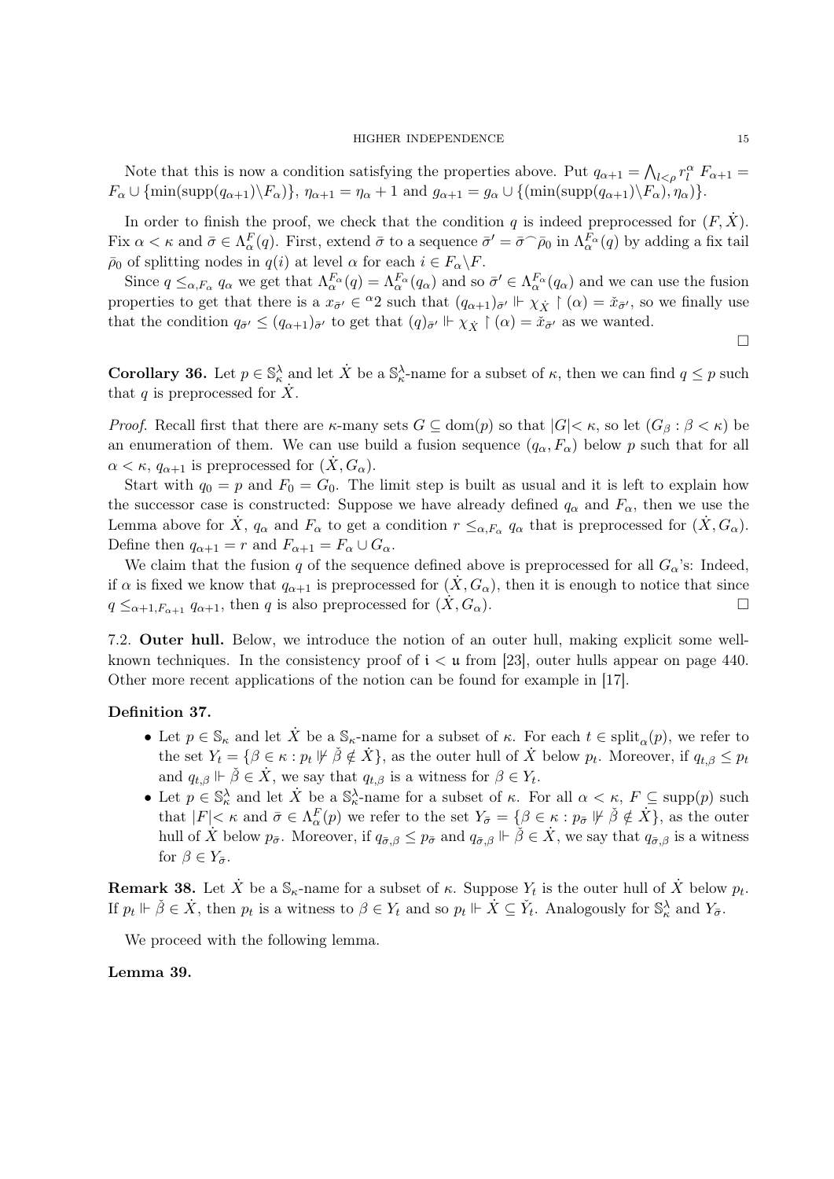Note that this is now a condition satisfying the properties above. Put $q_{\alpha+1} = \bigwedge_{l<\rho} r_l^\alpha$ $F_{\alpha+1} = F_\alpha \cup \{\min(\mathrm{supp}(q_{\alpha+1})\backslash F_\alpha)\}$, $\eta_{\alpha+1} = \eta_\alpha + 1$ and $g_{\alpha+1} = g_\alpha \cup \{(\min(\mathrm{supp}(q_{\alpha+1})\backslash F_\alpha), \eta_\alpha)\}$.

In order to finish the proof, we check that the condition $q$ is indeed preprocessed for $(F, \dot{X})$. Fix $\alpha < \kappa$ and $\bar{\sigma} \in \Lambda_\alpha^F(q)$. First, extend $\bar{\sigma}$ to a sequence $\bar{\sigma}' = \bar{\sigma}^\frown \bar{\rho}_0$ in $\Lambda_\alpha^{F_\alpha}(q)$ by adding a fix tail $\bar{\rho}_0$ of splitting nodes in $q(i)$ at level $\alpha$ for each $i \in F_\alpha \backslash F$.

Since $q \leq_{\alpha, F_\alpha} q_\alpha$ we get that $\Lambda_\alpha^{F_\alpha}(q) = \Lambda_\alpha^{F_\alpha}(q_\alpha)$ and so $\bar{\sigma}' \in \Lambda_\alpha^{F_\alpha}(q_\alpha)$ and we can use the fusion properties to get that there is a $x_{\bar{\sigma}'} \in {}^\alpha 2$ such that $(q_{\alpha+1})_{\bar{\sigma}'} \Vdash \chi_{\dot{X}} \restriction (\alpha) = \check{x}_{\bar{\sigma}'}$, so we finally use that the condition $q_{\bar{\sigma}'} \leq (q_{\alpha+1})_{\bar{\sigma}'}$ to get that $(q)_{\bar{\sigma}'} \Vdash \chi_{\dot{X}} \restriction (\alpha) = \check{x}_{\bar{\sigma}'}$ as we wanted. $\square$

**Corollary 36.** Let $p \in \mathbb{S}_\kappa^\lambda$ and let $\dot{X}$ be a $\mathbb{S}_\kappa^\lambda$-name for a subset of $\kappa$, then we can find $q \leq p$ such that $q$ is preprocessed for $\dot{X}$.

*Proof.* Recall first that there are $\kappa$-many sets $G \subseteq \mathrm{dom}(p)$ so that $|G| < \kappa$, so let $(G_\beta : \beta < \kappa)$ be an enumeration of them. We can use build a fusion sequence $(q_\alpha, F_\alpha)$ below $p$ such that for all $\alpha < \kappa$, $q_{\alpha+1}$ is preprocessed for $(\dot{X}, G_\alpha)$.

Start with $q_0 = p$ and $F_0 = G_0$. The limit step is built as usual and it is left to explain how the successor case is constructed: Suppose we have already defined $q_\alpha$ and $F_\alpha$, then we use the Lemma above for $\dot{X}$, $q_\alpha$ and $F_\alpha$ to get a condition $r \leq_{\alpha, F_\alpha} q_\alpha$ that is preprocessed for $(\dot{X}, G_\alpha)$. Define then $q_{\alpha+1} = r$ and $F_{\alpha+1} = F_\alpha \cup G_\alpha$.

We claim that the fusion $q$ of the sequence defined above is preprocessed for all $G_\alpha$'s: Indeed, if $\alpha$ is fixed we know that $q_{\alpha+1}$ is preprocessed for $(\dot{X}, G_\alpha)$, then it is enough to notice that since $q \leq_{\alpha+1, F_{\alpha+1}} q_{\alpha+1}$, then $q$ is also preprocessed for $(\dot{X}, G_\alpha)$. $\square$

## 7.2. Outer hull.

Below, we introduce the notion of an outer hull, making explicit some well-known techniques. In the consistency proof of $\mathfrak{i} < \mathfrak{u}$ from [23], outer hulls appear on page 440. Other more recent applications of the notion can be found for example in [17].

**Definition 37.**

- Let $p \in \mathbb{S}_\kappa$ and let $\dot{X}$ be a $\mathbb{S}_\kappa$-name for a subset of $\kappa$. For each $t \in \mathrm{split}_\alpha(p)$, we refer to the set $Y_t = \{\beta \in \kappa : p_t \not\Vdash \check{\beta} \notin \dot{X}\}$, as the outer hull of $\dot{X}$ below $p_t$. Moreover, if $q_{t,\beta} \leq p_t$ and $q_{t,\beta} \Vdash \check{\beta} \in \dot{X}$, we say that $q_{t,\beta}$ is a witness for $\beta \in Y_t$.
- Let $p \in \mathbb{S}_\kappa^\lambda$ and let $\dot{X}$ be a $\mathbb{S}_\kappa^\lambda$-name for a subset of $\kappa$. For all $\alpha < \kappa$, $F \subseteq \mathrm{supp}(p)$ such that $|F| < \kappa$ and $\bar{\sigma} \in \Lambda_\alpha^F(p)$ we refer to the set $Y_{\bar{\sigma}} = \{\beta \in \kappa : p_{\bar{\sigma}} \not\Vdash \check{\beta} \notin \dot{X}\}$, as the outer hull of $\dot{X}$ below $p_{\bar{\sigma}}$. Moreover, if $q_{\bar{\sigma},\beta} \leq p_{\bar{\sigma}}$ and $q_{\bar{\sigma},\beta} \Vdash \check{\beta} \in \dot{X}$, we say that $q_{\bar{\sigma},\beta}$ is a witness for $\beta \in Y_{\bar{\sigma}}$.

**Remark 38.** Let $\dot{X}$ be a $\mathbb{S}_\kappa$-name for a subset of $\kappa$. Suppose $Y_t$ is the outer hull of $\dot{X}$ below $p_t$. If $p_t \Vdash \check{\beta} \in \dot{X}$, then $p_t$ is a witness to $\beta \in Y_t$ and so $p_t \Vdash \dot{X} \subseteq \check{Y}_t$. Analogously for $\mathbb{S}_\kappa^\lambda$ and $Y_{\bar{\sigma}}$.

We proceed with the following lemma.

**Lemma 39.**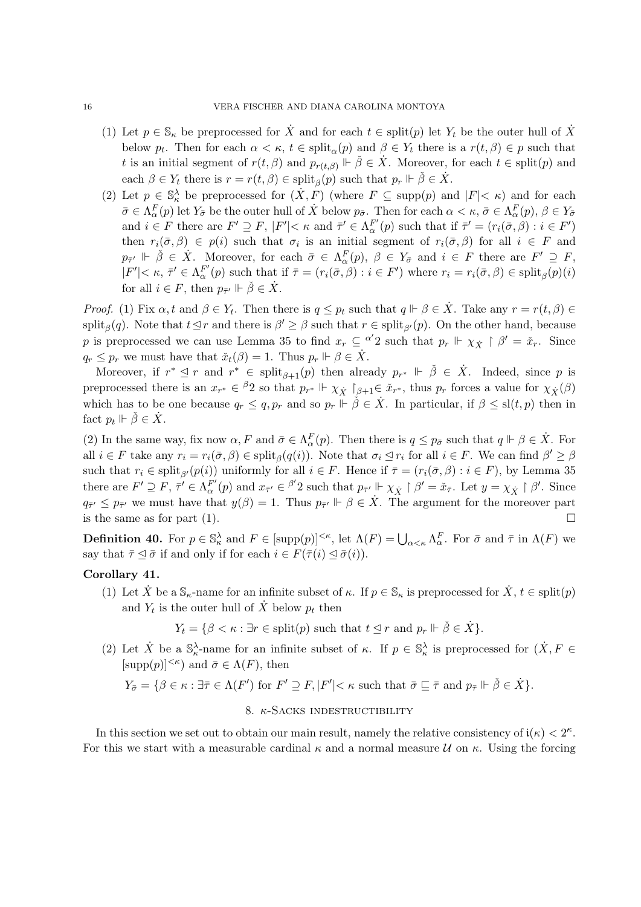(1) Let $p \in \mathbb{S}_\kappa$ be preprocessed for $\dot{X}$ and for each $t \in \text{split}(p)$ let $Y_t$ be the outer hull of $\dot{X}$ below $p_t$. Then for each $\alpha < \kappa$, $t \in \text{split}_\alpha(p)$ and $\beta \in Y_t$ there is a $r(t, \beta) \in p$ such that $t$ is an initial segment of $r(t, \beta)$ and $p_{r(t,\beta)} \Vdash \check{\beta} \in \dot{X}$. Moreover, for each $t \in \text{split}(p)$ and each $\beta \in Y_t$ there is $r = r(t, \beta) \in \text{split}_\beta(p)$ such that $p_r \Vdash \check{\beta} \in \dot{X}$.

(2) Let $p \in \mathbb{S}_\kappa^\lambda$ be preprocessed for $(\dot{X}, F)$ (where $F \subseteq \text{supp}(p)$ and $|F| < \kappa$) and for each $\bar{\sigma} \in \Lambda_\alpha^F(p)$ let $Y_{\bar{\sigma}}$ be the outer hull of $\dot{X}$ below $p_{\bar{\sigma}}$. Then for each $\alpha < \kappa$, $\bar{\sigma} \in \Lambda_\alpha^F(p)$, $\beta \in Y_{\bar{\sigma}}$ and $i \in F$ there are $F' \supseteq F$, $|F'| < \kappa$ and $\bar{\tau}' \in \Lambda_\alpha^{F'}(p)$ such that if $\bar{\tau}' = (r_i(\bar{\sigma}, \beta) : i \in F')$ then $r_i(\bar{\sigma}, \beta) \in p(i)$ such that $\sigma_i$ is an initial segment of $r_i(\bar{\sigma}, \beta)$ for all $i \in F$ and $p_{\bar{\tau}'} \Vdash \check{\beta} \in \dot{X}$. Moreover, for each $\bar{\sigma} \in \Lambda_\alpha^F(p)$, $\beta \in Y_{\bar{\sigma}}$ and $i \in F$ there are $F' \supseteq F$, $|F'| < \kappa$, $\bar{\tau}' \in \Lambda_\alpha^{F'}(p)$ such that if $\bar{\tau} = (r_i(\bar{\sigma}, \beta) : i \in F')$ where $r_i = r_i(\bar{\sigma}, \beta) \in \text{split}_\beta(p)(i)$ for all $i \in F$, then $p_{\bar{\tau}'} \Vdash \check{\beta} \in \dot{X}$.

*Proof.* (1) Fix $\alpha, t$ and $\beta \in Y_t$. Then there is $q \le p_t$ such that $q \Vdash \beta \in \dot{X}$. Take any $r = r(t, \beta) \in \text{split}_\beta(q)$. Note that $t \trianglelefteq r$ and there is $\beta' \ge \beta$ such that $r \in \text{split}_{\beta'}(p)$. On the other hand, because $p$ is preprocessed we can use Lemma 35 to find $x_r \subseteq {}^{\alpha'}2$ such that $p_r \Vdash \chi_{\dot{X}} \restriction \beta' = \check{x}_r$. Since $q_r \le p_r$ we must have that $\check{x}_t(\beta) = 1$. Thus $p_r \Vdash \beta \in \dot{X}$.

Moreover, if $r^* \trianglelefteq r$ and $r^* \in \text{split}_{\beta+1}(p)$ then already $p_{r^*} \Vdash \check{\beta} \in \dot{X}$. Indeed, since $p$ is preprocessed there is an $x_{r^*} \in {}^{\beta}2$ so that $p_{r^*} \Vdash \chi_{\dot{X}} \restriction_{\beta+1} \in \check{x}_{r^*}$, thus $p_r$ forces a value for $\chi_{\dot{X}}(\beta)$ which has to be one because $q_r \le q, p_r$ and so $p_r \Vdash \check{\beta} \in \dot{X}$. In particular, if $\beta \le \text{sl}(t, p)$ then in fact $p_t \Vdash \check{\beta} \in \dot{X}$.

(2) In the same way, fix now $\alpha, F$ and $\bar{\sigma} \in \Lambda_\alpha^F(p)$. Then there is $q \le p_{\bar{\sigma}}$ such that $q \Vdash \beta \in \dot{X}$. For all $i \in F$ take any $r_i = r_i(\bar{\sigma}, \beta) \in \text{split}_\beta(q(i))$. Note that $\sigma_i \trianglelefteq r_i$ for all $i \in F$. We can find $\beta' \ge \beta$ such that $r_i \in \text{split}_{\beta'}(p(i))$ uniformly for all $i \in F$. Hence if $\bar{\tau} = (r_i(\bar{\sigma}, \beta) : i \in F)$, by Lemma 35 there are $F' \supseteq F$, $\bar{\tau}' \in \Lambda_\alpha^{F'}(p)$ and $x_{\bar{\tau}'} \in {}^{\beta'}2$ such that $p_{\bar{\tau}'} \Vdash \chi_{\dot{X}} \restriction \beta' = \check{x}_{\bar{\tau}}$. Let $y = \chi_{\dot{X}} \restriction \beta'$. Since $q_{\bar{\tau}'} \le p_{\bar{\tau}'}$ we must have that $y(\beta) = 1$. Thus $p_{\bar{\tau}'} \Vdash \beta \in \dot{X}$. The argument for the moreover part is the same as for part (1). $\square$

**Definition 40.** For $p \in \mathbb{S}_\kappa^\lambda$ and $F \in [\text{supp}(p)]^{<\kappa}$, let $\Lambda(F) = \bigcup_{\alpha < \kappa} \Lambda_\alpha^F$. For $\bar{\sigma}$ and $\bar{\tau}$ in $\Lambda(F)$ we say that $\bar{\tau} \trianglelefteq \bar{\sigma}$ if and only if for each $i \in F(\bar{\tau}(i) \trianglelefteq \bar{\sigma}(i))$.

**Corollary 41.**

(1) Let $\dot{X}$ be a $\mathbb{S}_\kappa$-name for an infinite subset of $\kappa$. If $p \in \mathbb{S}_\kappa$ is preprocessed for $\dot{X}$, $t \in \text{split}(p)$ and $Y_t$ is the outer hull of $\dot{X}$ below $p_t$ then

$$Y_t = \{\beta < \kappa : \exists r \in \text{split}(p) \text{ such that } t \trianglelefteq r \text{ and } p_r \Vdash \check{\beta} \in \dot{X}\}.$$

(2) Let $\dot{X}$ be a $\mathbb{S}_\kappa^\lambda$-name for an infinite subset of $\kappa$. If $p \in \mathbb{S}_\kappa^\lambda$ is preprocessed for $(\dot{X}, F \in [\text{supp}(p)]^{<\kappa})$ and $\bar{\sigma} \in \Lambda(F)$, then

$$Y_{\bar{\sigma}} = \{\beta \in \kappa : \exists \bar{\tau} \in \Lambda(F') \text{ for } F' \supseteq F, |F'| < \kappa \text{ such that } \bar{\sigma} \sqsubseteq \bar{\tau} \text{ and } p_{\bar{\tau}} \Vdash \check{\beta} \in \dot{X}\}.$$

## 8. $\kappa$-Sacks indestructibility

In this section we set out to obtain our main result, namely the relative consistency of $\mathfrak{i}(\kappa) < 2^\kappa$. For this we start with a measurable cardinal $\kappa$ and a normal measure $\mathcal{U}$ on $\kappa$. Using the forcing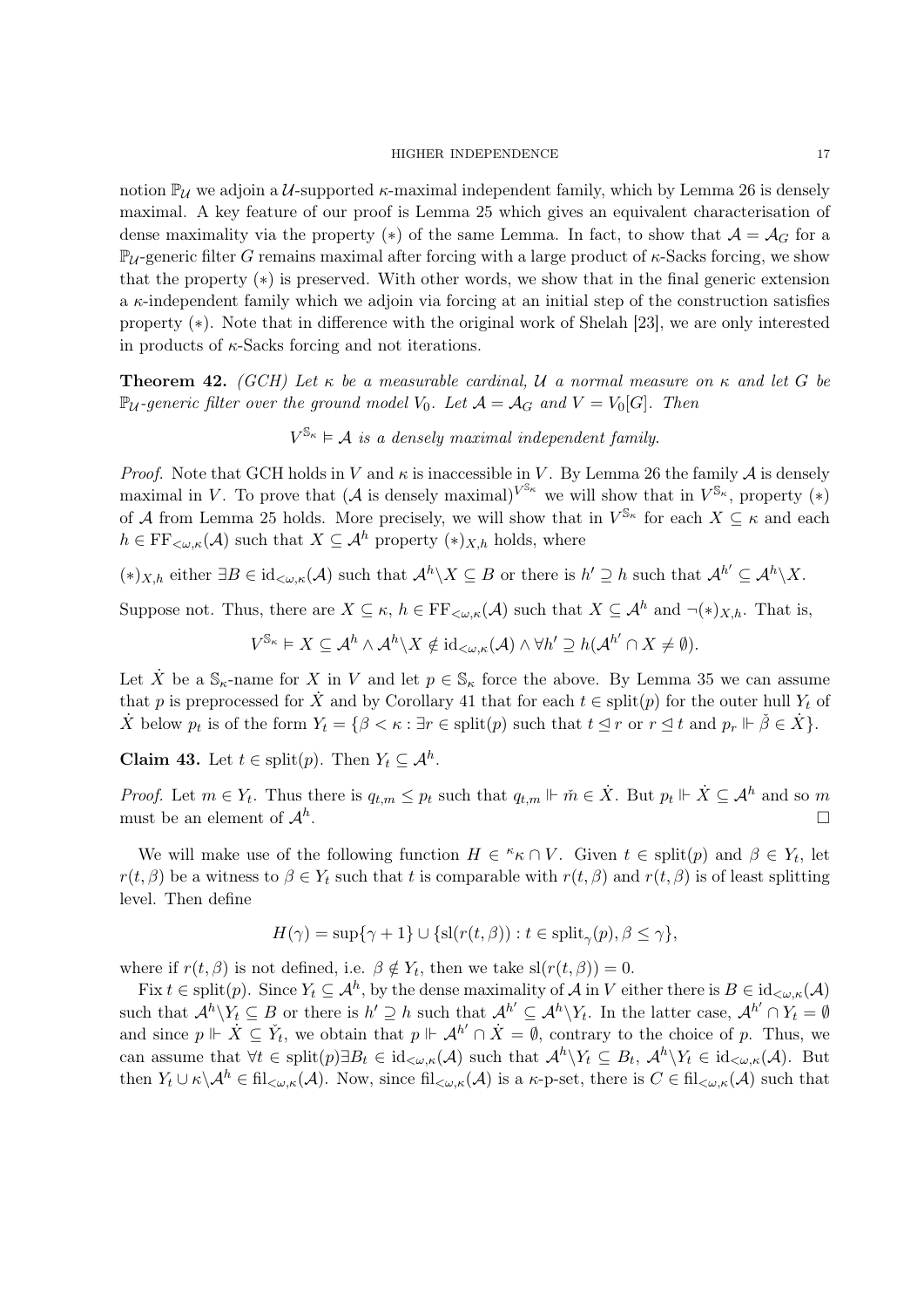notion $\mathbb{P}_\mathcal{U}$ we adjoin a $\mathcal{U}$-supported $\kappa$-maximal independent family, which by Lemma 26 is densely maximal. A key feature of our proof is Lemma 25 which gives an equivalent characterisation of dense maximality via the property $(*)$ of the same Lemma. In fact, to show that $\mathcal{A} = \mathcal{A}_G$ for a $\mathbb{P}_\mathcal{U}$-generic filter $G$ remains maximal after forcing with a large product of $\kappa$-Sacks forcing, we show that the property $(*)$ is preserved. With other words, we show that in the final generic extension a $\kappa$-independent family which we adjoin via forcing at an initial step of the construction satisfies property $(*)$. Note that in difference with the original work of Shelah [23], we are only interested in products of $\kappa$-Sacks forcing and not iterations.

**Theorem 42.** *(GCH) Let $\kappa$ be a measurable cardinal, $\mathcal{U}$ a normal measure on $\kappa$ and let $G$ be $\mathbb{P}_\mathcal{U}$-generic filter over the ground model $V_0$. Let $\mathcal{A} = \mathcal{A}_G$ and $V = V_0[G]$. Then*

$$V^{\mathbb{S}_\kappa} \models \mathcal{A} \text{ is a densely maximal independent family.}$$

*Proof.* Note that GCH holds in $V$ and $\kappa$ is inaccessible in $V$. By Lemma 26 the family $\mathcal{A}$ is densely maximal in $V$. To prove that $(\mathcal{A}$ is densely maximal$)^{V^{\mathbb{S}_\kappa}}$ we will show that in $V^{\mathbb{S}_\kappa}$, property $(*)$ of $\mathcal{A}$ from Lemma 25 holds. More precisely, we will show that in $V^{\mathbb{S}_\kappa}$ for each $X \subseteq \kappa$ and each $h \in \mathrm{FF}_{<\omega,\kappa}(\mathcal{A})$ such that $X \subseteq \mathcal{A}^h$ property $(*)_{X,h}$ holds, where

$(*)_{X,h}$ either $\exists B \in \mathrm{id}_{<\omega,\kappa}(\mathcal{A})$ such that $\mathcal{A}^h \backslash X \subseteq B$ or there is $h' \supseteq h$ such that $\mathcal{A}^{h'} \subseteq \mathcal{A}^h \backslash X$.

Suppose not. Thus, there are $X \subseteq \kappa$, $h \in \mathrm{FF}_{<\omega,\kappa}(\mathcal{A})$ such that $X \subseteq \mathcal{A}^h$ and $\neg(*)_{X,h}$. That is,

$$V^{\mathbb{S}_\kappa} \models X \subseteq \mathcal{A}^h \wedge \mathcal{A}^h \backslash X \notin \mathrm{id}_{<\omega,\kappa}(\mathcal{A}) \wedge \forall h' \supseteq h (\mathcal{A}^{h'} \cap X \neq \emptyset).$$

Let $\dot{X}$ be a $\mathbb{S}_\kappa$-name for $X$ in $V$ and let $p \in \mathbb{S}_\kappa$ force the above. By Lemma 35 we can assume that $p$ is preprocessed for $\dot{X}$ and by Corollary 41 that for each $t \in \mathrm{split}(p)$ for the outer hull $Y_t$ of $\dot{X}$ below $p_t$ is of the form $Y_t = \{\beta < \kappa : \exists r \in \mathrm{split}(p)$ such that $t \trianglelefteq r$ or $r \trianglelefteq t$ and $p_r \Vdash \check{\beta} \in \dot{X}\}$.

**Claim 43.** Let $t \in \mathrm{split}(p)$. Then $Y_t \subseteq \mathcal{A}^h$.

*Proof.* Let $m \in Y_t$. Thus there is $q_{t,m} \leq p_t$ such that $q_{t,m} \Vdash \check{m} \in \dot{X}$. But $p_t \Vdash \dot{X} \subseteq \mathcal{A}^h$ and so $m$ must be an element of $\mathcal{A}^h$. $\square$

We will make use of the following function $H \in {}^\kappa\kappa \cap V$. Given $t \in \mathrm{split}(p)$ and $\beta \in Y_t$, let $r(t,\beta)$ be a witness to $\beta \in Y_t$ such that $t$ is comparable with $r(t,\beta)$ and $r(t,\beta)$ is of least splitting level. Then define

$$H(\gamma) = \sup\{\gamma + 1\} \cup \{\mathrm{sl}(r(t,\beta)) : t \in \mathrm{split}_\gamma(p), \beta \leq \gamma\},$$

where if $r(t,\beta)$ is not defined, i.e. $\beta \notin Y_t$, then we take $\mathrm{sl}(r(t,\beta)) = 0$.

Fix $t \in \mathrm{split}(p)$. Since $Y_t \subseteq \mathcal{A}^h$, by the dense maximality of $\mathcal{A}$ in $V$ either there is $B \in \mathrm{id}_{<\omega,\kappa}(\mathcal{A})$ such that $\mathcal{A}^h \backslash Y_t \subseteq B$ or there is $h' \supseteq h$ such that $\mathcal{A}^{h'} \subseteq \mathcal{A}^h \backslash Y_t$. In the latter case, $\mathcal{A}^{h'} \cap Y_t = \emptyset$ and since $p \Vdash \dot{X} \subseteq \check{Y}_t$, we obtain that $p \Vdash \mathcal{A}^{h'} \cap \dot{X} = \emptyset$, contrary to the choice of $p$. Thus, we can assume that $\forall t \in \mathrm{split}(p) \exists B_t \in \mathrm{id}_{<\omega,\kappa}(\mathcal{A})$ such that $\mathcal{A}^h \backslash Y_t \subseteq B_t$, $\mathcal{A}^h \backslash Y_t \in \mathrm{id}_{<\omega,\kappa}(\mathcal{A})$. But then $Y_t \cup \kappa \backslash \mathcal{A}^h \in \mathrm{fil}_{<\omega,\kappa}(\mathcal{A})$. Now, since $\mathrm{fil}_{<\omega,\kappa}(\mathcal{A})$ is a $\kappa$-p-set, there is $C \in \mathrm{fil}_{<\omega,\kappa}(\mathcal{A})$ such that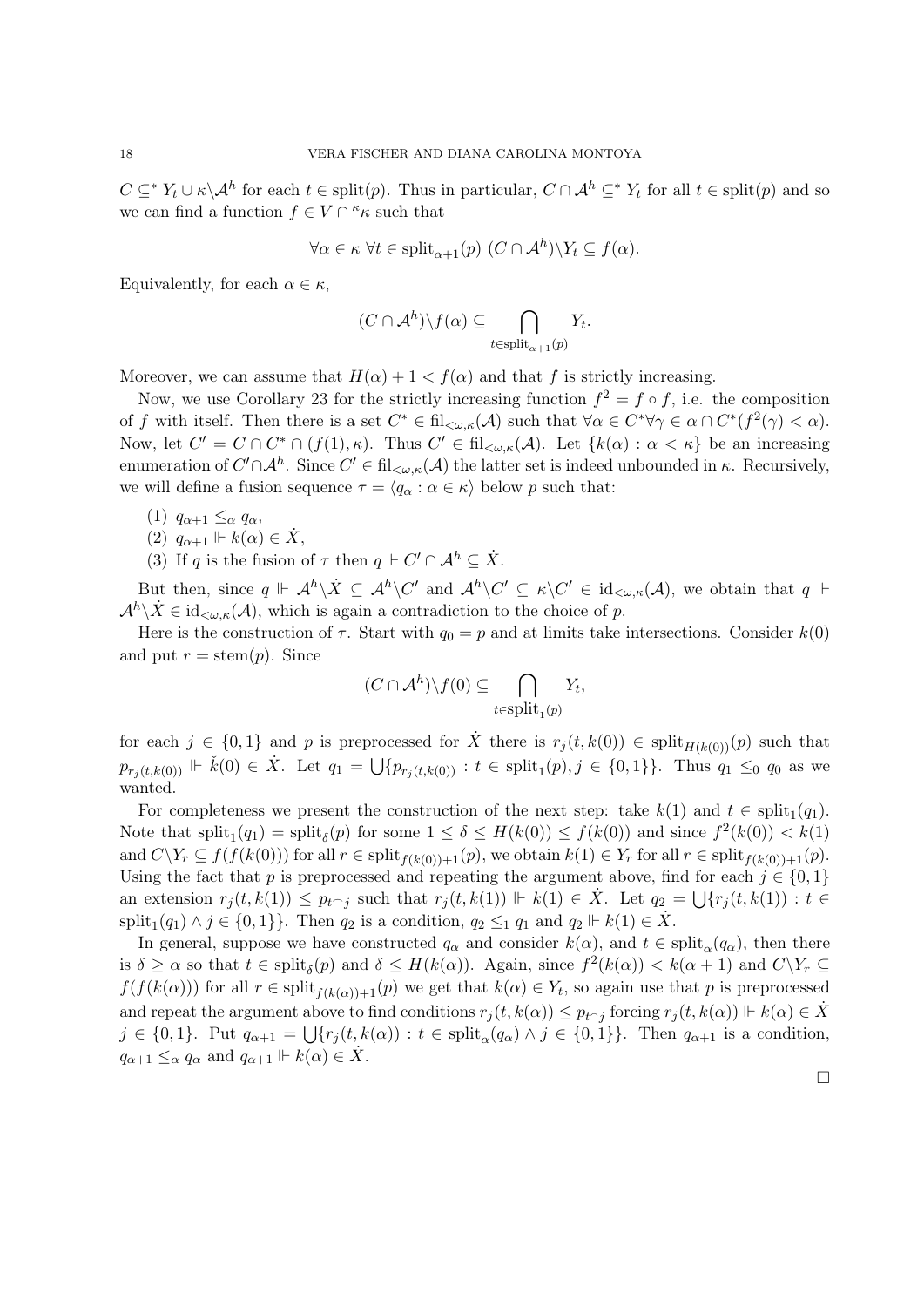$C \subseteq^* Y_t \cup \kappa \backslash \mathcal{A}^h$ for each $t \in \text{split}(p)$. Thus in particular, $C \cap \mathcal{A}^h \subseteq^* Y_t$ for all $t \in \text{split}(p)$ and so we can find a function $f \in V \cap {}^\kappa\kappa$ such that

$$\forall \alpha \in \kappa \ \forall t \in \text{split}_{\alpha+1}(p) \ (C \cap \mathcal{A}^h) \backslash Y_t \subseteq f(\alpha).$$

Equivalently, for each $\alpha \in \kappa$,

$$(C \cap \mathcal{A}^h) \backslash f(\alpha) \subseteq \bigcap_{t \in \text{split}_{\alpha+1}(p)} Y_t.$$

Moreover, we can assume that $H(\alpha) + 1 < f(\alpha)$ and that $f$ is strictly increasing.

Now, we use Corollary 23 for the strictly increasing function $f^2 = f \circ f$, i.e. the composition of $f$ with itself. Then there is a set $C^* \in \text{fil}_{<\omega,\kappa}(\mathcal{A})$ such that $\forall \alpha \in C^* \forall \gamma \in \alpha \cap C^*(f^2(\gamma) < \alpha)$. Now, let $C' = C \cap C^* \cap (f(1), \kappa)$. Thus $C' \in \text{fil}_{<\omega,\kappa}(\mathcal{A})$. Let $\{k(\alpha) : \alpha < \kappa\}$ be an increasing enumeration of $C' \cap \mathcal{A}^h$. Since $C' \in \text{fil}_{<\omega,\kappa}(\mathcal{A})$ the latter set is indeed unbounded in $\kappa$. Recursively, we will define a fusion sequence $\tau = \langle q_\alpha : \alpha \in \kappa \rangle$ below $p$ such that:

(1) $q_{\alpha+1} \leq_\alpha q_\alpha$,
(2) $q_{\alpha+1} \Vdash k(\alpha) \in \dot{X}$,
(3) If $q$ is the fusion of $\tau$ then $q \Vdash C' \cap \mathcal{A}^h \subseteq \dot{X}$.

But then, since $q \Vdash \mathcal{A}^h \backslash \dot{X} \subseteq \mathcal{A}^h \backslash C'$ and $\mathcal{A}^h \backslash C' \subseteq \kappa \backslash C' \in \text{id}_{<\omega,\kappa}(\mathcal{A})$, we obtain that $q \Vdash \mathcal{A}^h \backslash \dot{X} \in \text{id}_{<\omega,\kappa}(\mathcal{A})$, which is again a contradiction to the choice of $p$.

Here is the construction of $\tau$. Start with $q_0 = p$ and at limits take intersections. Consider $k(0)$ and put $r = \text{stem}(p)$. Since

$$(C \cap \mathcal{A}^h) \backslash f(0) \subseteq \bigcap_{t \in \text{split}_1(p)} Y_t,$$

for each $j \in \{0, 1\}$ and $p$ is preprocessed for $\dot{X}$ there is $r_j(t, k(0)) \in \text{split}_{H(k(0))}(p)$ such that $p_{r_j(t,k(0))} \Vdash \check{k}(0) \in \dot{X}$. Let $q_1 = \bigcup\{p_{r_j(t,k(0))} : t \in \text{split}_1(p), j \in \{0,1\}\}$. Thus $q_1 \leq_0 q_0$ as we wanted.

For completeness we present the construction of the next step: take $k(1)$ and $t \in \text{split}_1(q_1)$. Note that $\text{split}_1(q_1) = \text{split}_\delta(p)$ for some $1 \leq \delta \leq H(k(0)) \leq f(k(0))$ and since $f^2(k(0)) < k(1)$ and $C \backslash Y_r \subseteq f(f(k(0)))$ for all $r \in \text{split}_{f(k(0))+1}(p)$, we obtain $k(1) \in Y_r$ for all $r \in \text{split}_{f(k(0))+1}(p)$. Using the fact that $p$ is preprocessed and repeating the argument above, find for each $j \in \{0, 1\}$ an extension $r_j(t, k(1)) \leq p_{t^\frown j}$ such that $r_j(t, k(1)) \Vdash k(1) \in \dot{X}$. Let $q_2 = \bigcup\{r_j(t, k(1)) : t \in \text{split}_1(q_1) \wedge j \in \{0, 1\}\}$. Then $q_2$ is a condition, $q_2 \leq_1 q_1$ and $q_2 \Vdash k(1) \in \dot{X}$.

In general, suppose we have constructed $q_\alpha$ and consider $k(\alpha)$, and $t \in \text{split}_\alpha(q_\alpha)$, then there is $\delta \geq \alpha$ so that $t \in \text{split}_\delta(p)$ and $\delta \leq H(k(\alpha))$. Again, since $f^2(k(\alpha)) < k(\alpha + 1)$ and $C \backslash Y_r \subseteq f(f(k(\alpha)))$ for all $r \in \text{split}_{f(k(\alpha))+1}(p)$ we get that $k(\alpha) \in Y_t$, so again use that $p$ is preprocessed and repeat the argument above to find conditions $r_j(t, k(\alpha)) \leq p_{t^\frown j}$ forcing $r_j(t, k(\alpha)) \Vdash k(\alpha) \in \dot{X}$ $j \in \{0, 1\}$. Put $q_{\alpha+1} = \bigcup\{r_j(t, k(\alpha)) : t \in \text{split}_\alpha(q_\alpha) \wedge j \in \{0, 1\}\}$. Then $q_{\alpha+1}$ is a condition, $q_{\alpha+1} \leq_\alpha q_\alpha$ and $q_{\alpha+1} \Vdash k(\alpha) \in \dot{X}$.

$\square$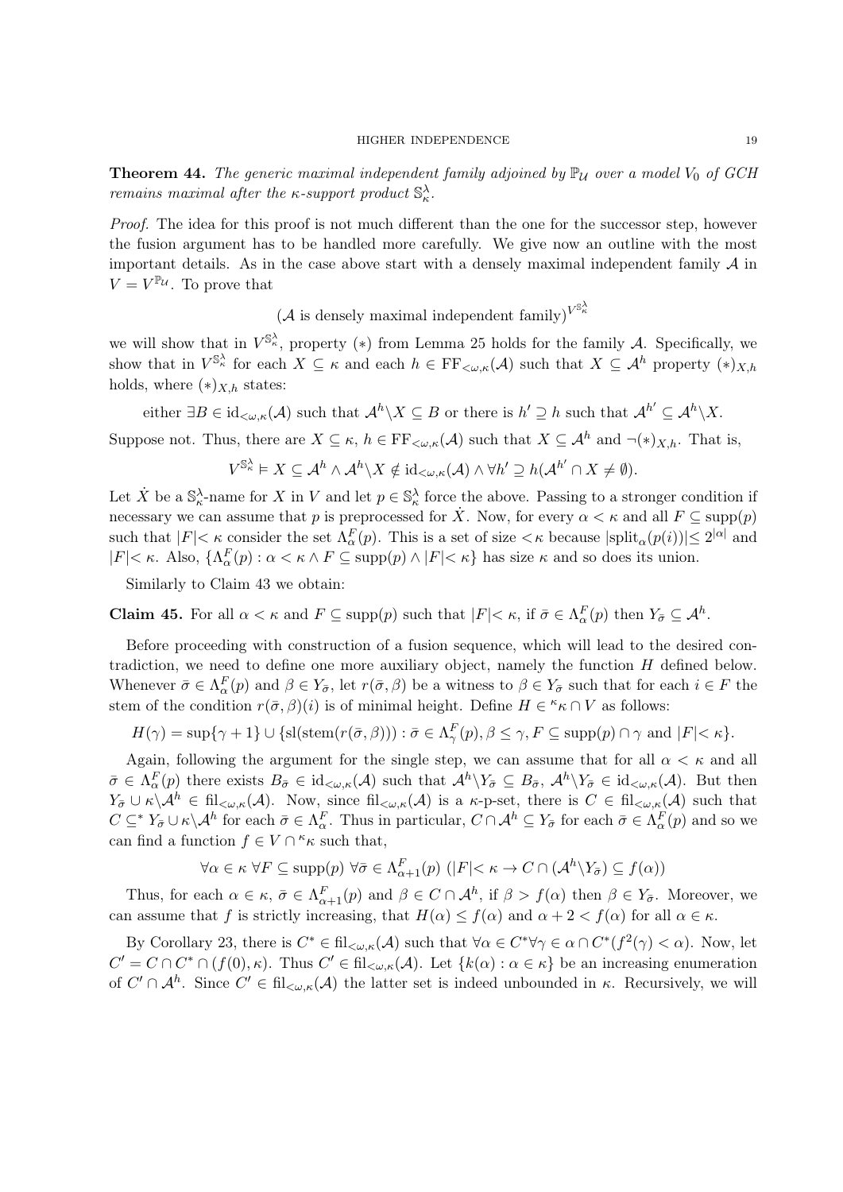**Theorem 44.** *The generic maximal independent family adjoined by $\mathbb{P}_\mathcal{U}$ over a model $V_0$ of GCH remains maximal after the $\kappa$-support product $\mathbb{S}^\lambda_\kappa$.*

*Proof.* The idea for this proof is not much different than the one for the successor step, however the fusion argument has to be handled more carefully. We give now an outline with the most important details. As in the case above start with a densely maximal independent family $\mathcal{A}$ in $V = V^{\mathbb{P}_\mathcal{U}}$. To prove that

$$(\mathcal{A} \text{ is densely maximal independent family})^{V^{\mathbb{S}^\lambda_\kappa}}$$

we will show that in $V^{\mathbb{S}^\lambda_\kappa}$, property $(*)$ from Lemma 25 holds for the family $\mathcal{A}$. Specifically, we show that in $V^{\mathbb{S}^\lambda_\kappa}$ for each $X \subseteq \kappa$ and each $h \in \mathrm{FF}_{<\omega,\kappa}(\mathcal{A})$ such that $X \subseteq \mathcal{A}^h$ property $(*)_{X,h}$ holds, where $(*)_{X,h}$ states:

$$\text{either } \exists B \in \mathrm{id}_{<\omega,\kappa}(\mathcal{A}) \text{ such that } \mathcal{A}^h \backslash X \subseteq B \text{ or there is } h' \supseteq h \text{ such that } \mathcal{A}^{h'} \subseteq \mathcal{A}^h \backslash X.$$

Suppose not. Thus, there are $X \subseteq \kappa$, $h \in \mathrm{FF}_{<\omega,\kappa}(\mathcal{A})$ such that $X \subseteq \mathcal{A}^h$ and $\neg(*)_{X,h}$. That is,

$$V^{\mathbb{S}^\lambda_\kappa} \vDash X \subseteq \mathcal{A}^h \wedge \mathcal{A}^h \backslash X \notin \mathrm{id}_{<\omega,\kappa}(\mathcal{A}) \wedge \forall h' \supseteq h(\mathcal{A}^{h'} \cap X \neq \emptyset).$$

Let $\dot{X}$ be a $\mathbb{S}^\lambda_\kappa$-name for $X$ in $V$ and let $p \in \mathbb{S}^\lambda_\kappa$ force the above. Passing to a stronger condition if necessary we can assume that $p$ is preprocessed for $\dot{X}$. Now, for every $\alpha < \kappa$ and all $F \subseteq \mathrm{supp}(p)$ such that $|F| < \kappa$ consider the set $\Lambda^F_\alpha(p)$. This is a set of size $<\kappa$ because $|\mathrm{split}_\alpha(p(i))| \leq 2^{|\alpha|}$ and $|F| < \kappa$. Also, $\{\Lambda^F_\alpha(p) : \alpha < \kappa \wedge F \subseteq \mathrm{supp}(p) \wedge |F| < \kappa\}$ has size $\kappa$ and so does its union.

Similarly to Claim 43 we obtain:

**Claim 45.** For all $\alpha < \kappa$ and $F \subseteq \mathrm{supp}(p)$ such that $|F| < \kappa$, if $\bar{\sigma} \in \Lambda^F_\alpha(p)$ then $Y_{\bar{\sigma}} \subseteq \mathcal{A}^h$.

Before proceeding with construction of a fusion sequence, which will lead to the desired contradiction, we need to define one more auxiliary object, namely the function $H$ defined below. Whenever $\bar{\sigma} \in \Lambda^F_\alpha(p)$ and $\beta \in Y_{\bar{\sigma}}$, let $r(\bar{\sigma}, \beta)$ be a witness to $\beta \in Y_{\bar{\sigma}}$ such that for each $i \in F$ the stem of the condition $r(\bar{\sigma}, \beta)(i)$ is of minimal height. Define $H \in {}^\kappa\kappa \cap V$ as follows:

$$H(\gamma) = \sup\{\gamma + 1\} \cup \{\mathrm{sl}(\mathrm{stem}(r(\bar{\sigma}, \beta))) : \bar{\sigma} \in \Lambda^F_\gamma(p), \beta \leq \gamma, F \subseteq \mathrm{supp}(p) \cap \gamma \text{ and } |F| < \kappa\}.$$

Again, following the argument for the single step, we can assume that for all $\alpha < \kappa$ and all $\bar{\sigma} \in \Lambda^F_\alpha(p)$ there exists $B_{\bar{\sigma}} \in \mathrm{id}_{<\omega,\kappa}(\mathcal{A})$ such that $\mathcal{A}^h \backslash Y_{\bar{\sigma}} \subseteq B_{\bar{\sigma}}$, $\mathcal{A}^h \backslash Y_{\bar{\sigma}} \in \mathrm{id}_{<\omega,\kappa}(\mathcal{A})$. But then $Y_{\bar{\sigma}} \cup \kappa \backslash \mathcal{A}^h \in \mathrm{fil}_{<\omega,\kappa}(\mathcal{A})$. Now, since $\mathrm{fil}_{<\omega,\kappa}(\mathcal{A})$ is a $\kappa$-p-set, there is $C \in \mathrm{fil}_{<\omega,\kappa}(\mathcal{A})$ such that $C \subseteq^* Y_{\bar{\sigma}} \cup \kappa \backslash \mathcal{A}^h$ for each $\bar{\sigma} \in \Lambda^F_\alpha$. Thus in particular, $C \cap \mathcal{A}^h \subseteq Y_{\bar{\sigma}}$ for each $\bar{\sigma} \in \Lambda^F_\alpha(p)$ and so we can find a function $f \in V \cap {}^\kappa\kappa$ such that,

$$\forall \alpha \in \kappa \; \forall F \subseteq \mathrm{supp}(p) \; \forall \bar{\sigma} \in \Lambda^F_{\alpha+1}(p) \; (|F| < \kappa \to C \cap (\mathcal{A}^h \backslash Y_{\bar{\sigma}}) \subseteq f(\alpha))$$

Thus, for each $\alpha \in \kappa$, $\bar{\sigma} \in \Lambda^F_{\alpha+1}(p)$ and $\beta \in C \cap \mathcal{A}^h$, if $\beta > f(\alpha)$ then $\beta \in Y_{\bar{\sigma}}$. Moreover, we can assume that $f$ is strictly increasing, that $H(\alpha) \leq f(\alpha)$ and $\alpha + 2 < f(\alpha)$ for all $\alpha \in \kappa$.

By Corollary 23, there is $C^* \in \mathrm{fil}_{<\omega,\kappa}(\mathcal{A})$ such that $\forall \alpha \in C^* \forall \gamma \in \alpha \cap C^*(f^2(\gamma) < \alpha)$. Now, let $C' = C \cap C^* \cap (f(0), \kappa)$. Thus $C' \in \mathrm{fil}_{<\omega,\kappa}(\mathcal{A})$. Let $\{k(\alpha) : \alpha \in \kappa\}$ be an increasing enumeration of $C' \cap \mathcal{A}^h$. Since $C' \in \mathrm{fil}_{<\omega,\kappa}(\mathcal{A})$ the latter set is indeed unbounded in $\kappa$. Recursively, we will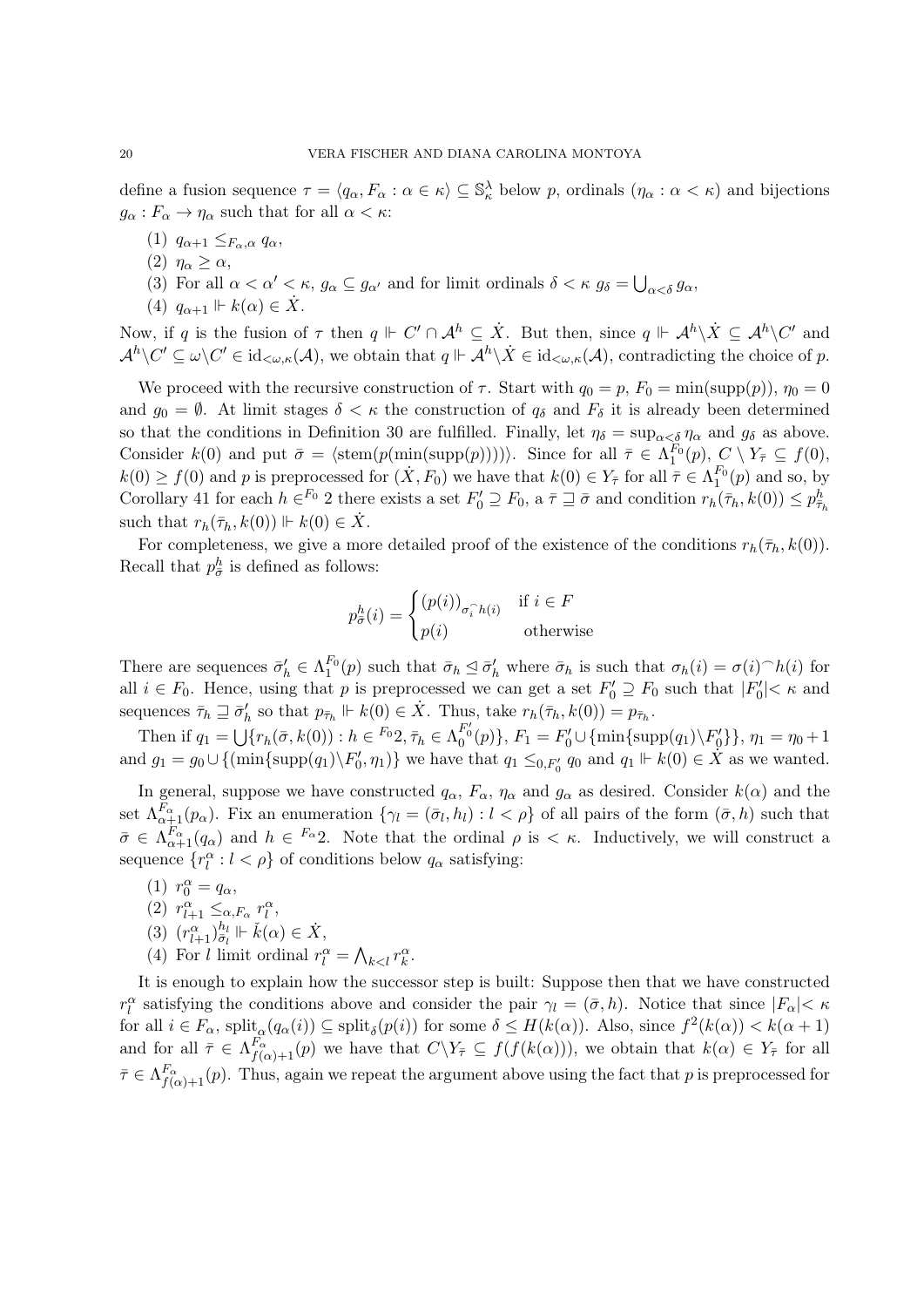define a fusion sequence $\tau = \langle q_\alpha, F_\alpha : \alpha \in \kappa\rangle \subseteq \mathbb{S}^\lambda_\kappa$ below $p$, ordinals $(\eta_\alpha : \alpha < \kappa)$ and bijections $g_\alpha : F_\alpha \to \eta_\alpha$ such that for all $\alpha < \kappa$:

1. $q_{\alpha+1} \leq_{F_\alpha,\alpha} q_\alpha$,
2. $\eta_\alpha \geq \alpha$,
3. For all $\alpha < \alpha' < \kappa$, $g_\alpha \subseteq g_{\alpha'}$ and for limit ordinals $\delta < \kappa$ $g_\delta = \bigcup_{\alpha<\delta} g_\alpha$,
4. $q_{\alpha+1} \Vdash k(\alpha) \in \dot{X}$.

Now, if $q$ is the fusion of $\tau$ then $q \Vdash C' \cap \mathcal{A}^h \subseteq \dot{X}$. But then, since $q \Vdash \mathcal{A}^h \backslash \dot{X} \subseteq \mathcal{A}^h \backslash C'$ and $\mathcal{A}^h \backslash C' \subseteq \omega \backslash C' \in \mathrm{id}_{<\omega,\kappa}(\mathcal{A})$, we obtain that $q \Vdash \mathcal{A}^h \backslash \dot{X} \in \mathrm{id}_{<\omega,\kappa}(\mathcal{A})$, contradicting the choice of $p$.

We proceed with the recursive construction of $\tau$. Start with $q_0 = p$, $F_0 = \min(\mathrm{supp}(p))$, $\eta_0 = 0$ and $g_0 = \emptyset$. At limit stages $\delta < \kappa$ the construction of $q_\delta$ and $F_\delta$ it is already been determined so that the conditions in Definition 30 are fulfilled. Finally, let $\eta_\delta = \sup_{\alpha<\delta} \eta_\alpha$ and $g_\delta$ as above. Consider $k(0)$ and put $\bar{\sigma} = \langle \mathrm{stem}(p(\min(\mathrm{supp}(p))))\rangle$. Since for all $\bar{\tau} \in \Lambda^{F_0}_1(p)$, $C \setminus Y_{\bar{\tau}} \subseteq f(0)$, $k(0) \geq f(0)$ and $p$ is preprocessed for $(\dot{X}, F_0)$ we have that $k(0) \in Y_{\bar{\tau}}$ for all $\bar{\tau} \in \Lambda^{F_0}_1(p)$ and so, by Corollary 41 for each $h \in^{F_0} 2$ there exists a set $F_0' \supseteq F_0$, a $\bar{\tau} \sqsupseteq \bar{\sigma}$ and condition $r_h(\bar{\tau}_h, k(0)) \leq p^h_{\bar{\tau}_h}$ such that $r_h(\bar{\tau}_h, k(0)) \Vdash k(0) \in \dot{X}$.

For completeness, we give a more detailed proof of the existence of the conditions $r_h(\bar{\tau}_h, k(0))$. Recall that $p^h_{\bar{\sigma}}$ is defined as follows:

$$p^h_{\bar{\sigma}}(i) = \begin{cases} (p(i))_{\sigma_i^\frown h(i)} & \text{if } i \in F \\ p(i) & \text{otherwise} \end{cases}$$

There are sequences $\bar{\sigma}'_h \in \Lambda^{F_0}_1(p)$ such that $\bar{\sigma}_h \trianglelefteq \bar{\sigma}'_h$ where $\bar{\sigma}_h$ is such that $\sigma_h(i) = \sigma(i)^\frown h(i)$ for all $i \in F_0$. Hence, using that $p$ is preprocessed we can get a set $F_0' \supseteq F_0$ such that $|F_0'| < \kappa$ and sequences $\bar{\tau}_h \sqsupseteq \bar{\sigma}'_h$ so that $p_{\bar{\tau}_h} \Vdash k(0) \in \dot{X}$. Thus, take $r_h(\bar{\tau}_h, k(0)) = p_{\bar{\tau}_h}$.

Then if $q_1 = \bigcup\{r_h(\bar{\sigma}, k(0)) : h \in {}^{F_0}2, \bar{\tau}_h \in \Lambda^{F_0'}_0(p)\}$, $F_1 = F_0' \cup \{\min\{\mathrm{supp}(q_1) \backslash F_0'\}\}$, $\eta_1 = \eta_0 + 1$ and $g_1 = g_0 \cup \{(\min\{\mathrm{supp}(q_1) \backslash F_0', \eta_1)\}$ we have that $q_1 \leq_{0,F_0'} q_0$ and $q_1 \Vdash k(0) \in \dot{X}$ as we wanted.

In general, suppose we have constructed $q_\alpha$, $F_\alpha$, $\eta_\alpha$ and $g_\alpha$ as desired. Consider $k(\alpha)$ and the set $\Lambda^{F_\alpha}_{\alpha+1}(p_\alpha)$. Fix an enumeration $\{\gamma_l = (\bar{\sigma}_l, h_l) : l < \rho\}$ of all pairs of the form $(\bar{\sigma}, h)$ such that $\bar{\sigma} \in \Lambda^{F_\alpha}_{\alpha+1}(q_\alpha)$ and $h \in {}^{F_\alpha}2$. Note that the ordinal $\rho$ is $< \kappa$. Inductively, we will construct a sequence $\{r^\alpha_l : l < \rho\}$ of conditions below $q_\alpha$ satisfying:

1. $r^\alpha_0 = q_\alpha$,
2. $r^\alpha_{l+1} \leq_{\alpha,F_\alpha} r^\alpha_l$,
3. $(r^\alpha_{l+1})^{h_l}_{\bar{\sigma}_l} \Vdash \check{k}(\alpha) \in \dot{X}$,
4. For $l$ limit ordinal $r^\alpha_l = \bigwedge_{k<l} r^\alpha_k$.

It is enough to explain how the successor step is built: Suppose then that we have constructed $r^\alpha_l$ satisfying the conditions above and consider the pair $\gamma_l = (\bar{\sigma}, h)$. Notice that since $|F_\alpha| < \kappa$ for all $i \in F_\alpha$, $\mathrm{split}_\alpha(q_\alpha(i)) \subseteq \mathrm{split}_\delta(p(i))$ for some $\delta \leq H(k(\alpha))$. Also, since $f^2(k(\alpha)) < k(\alpha+1)$ and for all $\bar{\tau} \in \Lambda^{F_\alpha}_{f(\alpha)+1}(p)$ we have that $C \backslash Y_{\bar{\tau}} \subseteq f(f(k(\alpha)))$, we obtain that $k(\alpha) \in Y_{\bar{\tau}}$ for all $\bar{\tau} \in \Lambda^{F_\alpha}_{f(\alpha)+1}(p)$. Thus, again we repeat the argument above using the fact that $p$ is preprocessed for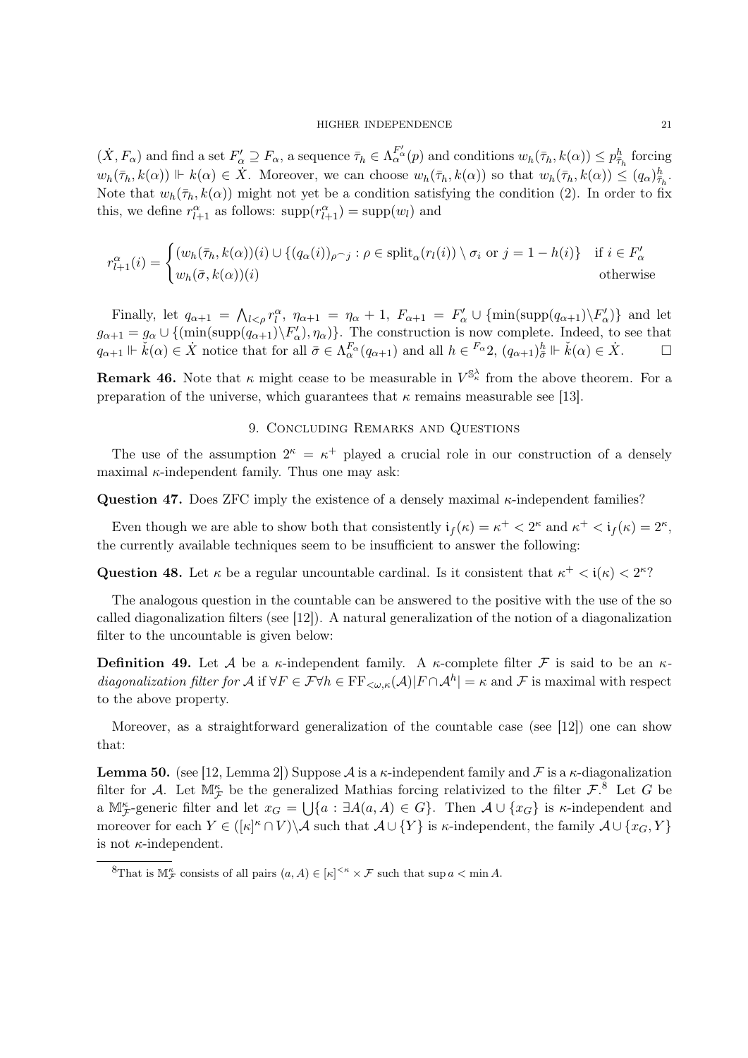$(\dot{X}, F_\alpha)$ and find a set $F'_\alpha \supseteq F_\alpha$, a sequence $\bar{\tau}_h \in \Lambda^{F'_\alpha}_\alpha(p)$ and conditions $w_h(\bar{\tau}_h, k(\alpha)) \leq p^h_{\bar{\tau}_h}$ forcing $w_h(\bar{\tau}_h, k(\alpha)) \Vdash k(\alpha) \in \dot{X}$. Moreover, we can choose $w_h(\bar{\tau}_h, k(\alpha))$ so that $w_h(\bar{\tau}_h, k(\alpha)) \leq (q_\alpha)^h_{\bar{\tau}_h}$. Note that $w_h(\bar{\tau}_h, k(\alpha))$ might not yet be a condition satisfying the condition (2). In order to fix this, we define $r^\alpha_{l+1}$ as follows: $\mathrm{supp}(r^\alpha_{l+1}) = \mathrm{supp}(w_l)$ and

$$r^\alpha_{l+1}(i) = \begin{cases} (w_h(\bar{\tau}_h, k(\alpha))(i) \cup \{(q_\alpha(i))_{\rho^\frown j} : \rho \in \mathrm{split}_\alpha(r_l(i)) \setminus \sigma_i \text{ or } j = 1 - h(i)\} & \text{if } i \in F'_\alpha \\ w_h(\bar{\sigma}, k(\alpha))(i) & \text{otherwise} \end{cases}$$

Finally, let $q_{\alpha+1} = \bigwedge_{l<\rho} r^\alpha_l$, $\eta_{\alpha+1} = \eta_\alpha + 1$, $F_{\alpha+1} = F'_\alpha \cup \{\min(\mathrm{supp}(q_{\alpha+1}) \setminus F'_\alpha)\}$ and let $g_{\alpha+1} = g_\alpha \cup \{(\min(\mathrm{supp}(q_{\alpha+1}) \setminus F'_\alpha), \eta_\alpha)\}$. The construction is now complete. Indeed, to see that $q_{\alpha+1} \Vdash \check{k}(\alpha) \in \dot{X}$ notice that for all $\bar{\sigma} \in \Lambda^{F_\alpha}_\alpha(q_{\alpha+1})$ and all $h \in {}^{F_\alpha}2$, $(q_{\alpha+1})^h_{\bar{\sigma}} \Vdash \check{k}(\alpha) \in \dot{X}$. $\square$

**Remark 46.** Note that $\kappa$ might cease to be measurable in $V^{\mathbb{S}^\lambda_\kappa}$ from the above theorem. For a preparation of the universe, which guarantees that $\kappa$ remains measurable see [13].

## 9. Concluding Remarks and Questions

The use of the assumption $2^\kappa = \kappa^+$ played a crucial role in our construction of a densely maximal $\kappa$-independent family. Thus one may ask:

**Question 47.** Does ZFC imply the existence of a densely maximal $\kappa$-independent families?

Even though we are able to show both that consistently $\mathfrak{i}_f(\kappa) = \kappa^+ < 2^\kappa$ and $\kappa^+ < \mathfrak{i}_f(\kappa) = 2^\kappa$, the currently available techniques seem to be insufficient to answer the following:

**Question 48.** Let $\kappa$ be a regular uncountable cardinal. Is it consistent that $\kappa^+ < \mathfrak{i}(\kappa) < 2^\kappa$?

The analogous question in the countable can be answered to the positive with the use of the so called diagonalization filters (see [12]). A natural generalization of the notion of a diagonalization filter to the uncountable is given below:

**Definition 49.** Let $\mathcal{A}$ be a $\kappa$-independent family. A $\kappa$-complete filter $\mathcal{F}$ is said to be an *$\kappa$-diagonalization filter for $\mathcal{A}$* if $\forall F \in \mathcal{F} \forall h \in \mathrm{FF}_{<\omega,\kappa}(\mathcal{A}) |F \cap \mathcal{A}^h| = \kappa$ and $\mathcal{F}$ is maximal with respect to the above property.

Moreover, as a straightforward generalization of the countable case (see [12]) one can show that:

**Lemma 50.** (see [12, Lemma 2]) Suppose $\mathcal{A}$ is a $\kappa$-independent family and $\mathcal{F}$ is a $\kappa$-diagonalization filter for $\mathcal{A}$. Let $\mathbb{M}^\kappa_\mathcal{F}$ be the generalized Mathias forcing relativized to the filter $\mathcal{F}$.[8] Let $G$ be a $\mathbb{M}^\kappa_\mathcal{F}$-generic filter and let $x_G = \bigcup\{a : \exists A(a, A) \in G\}$. Then $\mathcal{A} \cup \{x_G\}$ is $\kappa$-independent and moreover for each $Y \in ([\kappa]^\kappa \cap V) \setminus \mathcal{A}$ such that $\mathcal{A} \cup \{Y\}$ is $\kappa$-independent, the family $\mathcal{A} \cup \{x_G, Y\}$ is not $\kappa$-independent.

[8] That is $\mathbb{M}^\kappa_\mathcal{F}$ consists of all pairs $(a, A) \in [\kappa]^{<\kappa} \times \mathcal{F}$ such that $\sup a < \min A$.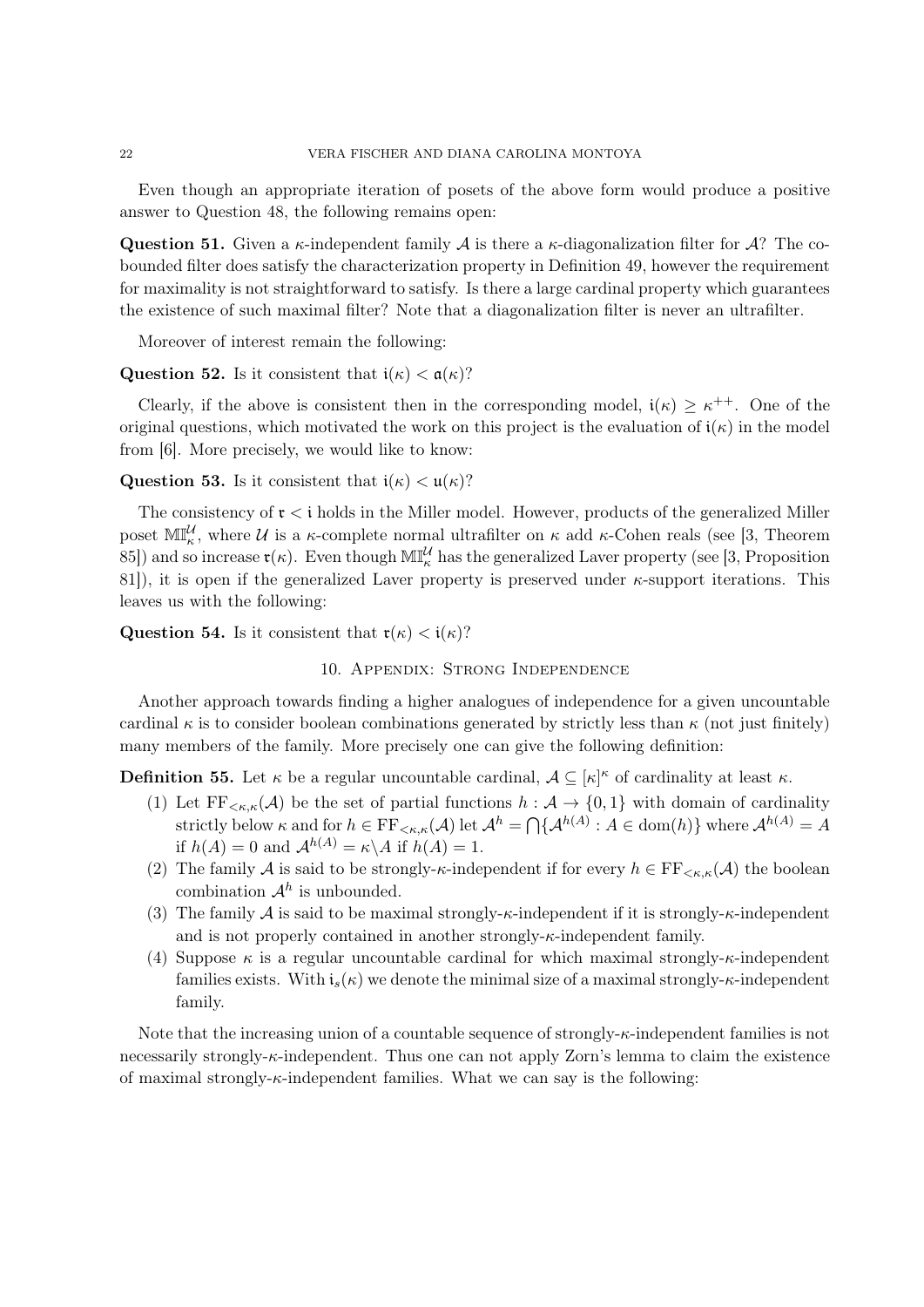Even though an appropriate iteration of posets of the above form would produce a positive answer to Question 48, the following remains open:

**Question 51.** Given a $\kappa$-independent family $\mathcal{A}$ is there a $\kappa$-diagonalization filter for $\mathcal{A}$? The co-bounded filter does satisfy the characterization property in Definition 49, however the requirement for maximality is not straightforward to satisfy. Is there a large cardinal property which guarantees the existence of such maximal filter? Note that a diagonalization filter is never an ultrafilter.

Moreover of interest remain the following:

**Question 52.** Is it consistent that $\mathfrak{i}(\kappa) < \mathfrak{a}(\kappa)$?

Clearly, if the above is consistent then in the corresponding model, $\mathfrak{i}(\kappa) \geq \kappa^{++}$. One of the original questions, which motivated the work on this project is the evaluation of $\mathfrak{i}(\kappa)$ in the model from [6]. More precisely, we would like to know:

**Question 53.** Is it consistent that $\mathfrak{i}(\kappa) < \mathfrak{u}(\kappa)$?

The consistency of $\mathfrak{r} < \mathfrak{i}$ holds in the Miller model. However, products of the generalized Miller poset $\mathbb{MI}^{\mathcal{U}}_{\kappa}$, where $\mathcal{U}$ is a $\kappa$-complete normal ultrafilter on $\kappa$ add $\kappa$-Cohen reals (see [3, Theorem 85]) and so increase $\mathfrak{r}(\kappa)$. Even though $\mathbb{MI}^{\mathcal{U}}_{\kappa}$ has the generalized Laver property (see [3, Proposition 81]), it is open if the generalized Laver property is preserved under $\kappa$-support iterations. This leaves us with the following:

**Question 54.** Is it consistent that $\mathfrak{r}(\kappa) < \mathfrak{i}(\kappa)$?

## 10. Appendix: Strong Independence

Another approach towards finding a higher analogues of independence for a given uncountable cardinal $\kappa$ is to consider boolean combinations generated by strictly less than $\kappa$ (not just finitely) many members of the family. More precisely one can give the following definition:

**Definition 55.** Let $\kappa$ be a regular uncountable cardinal, $\mathcal{A} \subseteq [\kappa]^{\kappa}$ of cardinality at least $\kappa$.

1. Let $\mathrm{FF}_{<\kappa,\kappa}(\mathcal{A})$ be the set of partial functions $h : \mathcal{A} \to \{0,1\}$ with domain of cardinality strictly below $\kappa$ and for $h \in \mathrm{FF}_{<\kappa,\kappa}(\mathcal{A})$ let $\mathcal{A}^h = \bigcap\{\mathcal{A}^{h(A)} : A \in \mathrm{dom}(h)\}$ where $\mathcal{A}^{h(A)} = A$ if $h(A) = 0$ and $\mathcal{A}^{h(A)} = \kappa \backslash A$ if $h(A) = 1$.
2. The family $\mathcal{A}$ is said to be strongly-$\kappa$-independent if for every $h \in \mathrm{FF}_{<\kappa,\kappa}(\mathcal{A})$ the boolean combination $\mathcal{A}^h$ is unbounded.
3. The family $\mathcal{A}$ is said to be maximal strongly-$\kappa$-independent if it is strongly-$\kappa$-independent and is not properly contained in another strongly-$\kappa$-independent family.
4. Suppose $\kappa$ is a regular uncountable cardinal for which maximal strongly-$\kappa$-independent families exists. With $\mathfrak{i}_s(\kappa)$ we denote the minimal size of a maximal strongly-$\kappa$-independent family.

Note that the increasing union of a countable sequence of strongly-$\kappa$-independent families is not necessarily strongly-$\kappa$-independent. Thus one can not apply Zorn's lemma to claim the existence of maximal strongly-$\kappa$-independent families. What we can say is the following: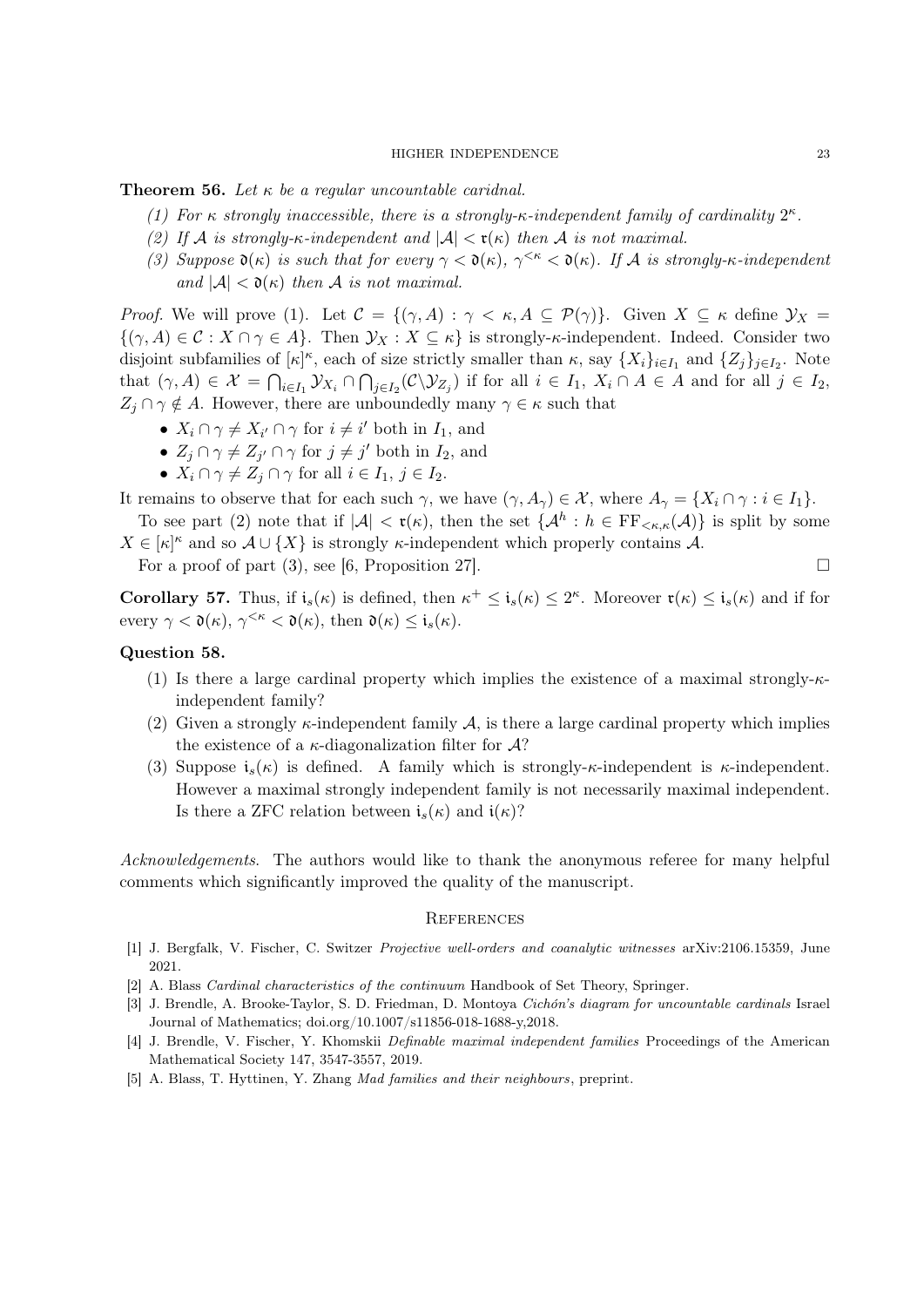**Theorem 56.** *Let $\kappa$ be a regular uncountable caridnal.*

*(1) For $\kappa$ strongly inaccessible, there is a strongly-$\kappa$-independent family of cardinality $2^\kappa$.*

*(2) If $\mathcal{A}$ is strongly-$\kappa$-independent and $|\mathcal{A}| < \mathfrak{r}(\kappa)$ then $\mathcal{A}$ is not maximal.*

*(3) Suppose $\mathfrak{d}(\kappa)$ is such that for every $\gamma < \mathfrak{d}(\kappa)$, $\gamma^{<\kappa} < \mathfrak{d}(\kappa)$. If $\mathcal{A}$ is strongly-$\kappa$-independent and $|\mathcal{A}| < \mathfrak{d}(\kappa)$ then $\mathcal{A}$ is not maximal.*

*Proof.* We will prove (1). Let $\mathcal{C} = \{(\gamma, A) : \gamma < \kappa, A \subseteq \mathcal{P}(\gamma)\}$. Given $X \subseteq \kappa$ define $\mathcal{Y}_X = \{(\gamma, A) \in \mathcal{C} : X \cap \gamma \in A\}$. Then $\mathcal{Y}_X : X \subseteq \kappa\}$ is strongly-$\kappa$-independent. Indeed. Consider two disjoint subfamilies of $[\kappa]^\kappa$, each of size strictly smaller than $\kappa$, say $\{X_i\}_{i\in I_1}$ and $\{Z_j\}_{j\in I_2}$. Note that $(\gamma, A) \in \mathcal{X} = \bigcap_{i\in I_1} \mathcal{Y}_{X_i} \cap \bigcap_{j\in I_2}(\mathcal{C}\backslash\mathcal{Y}_{Z_j})$ if for all $i \in I_1$, $X_i \cap A \in A$ and for all $j \in I_2$, $Z_j \cap \gamma \notin A$. However, there are unboundedly many $\gamma \in \kappa$ such that

- $X_i \cap \gamma \neq X_{i'} \cap \gamma$ for $i \neq i'$ both in $I_1$, and
- $Z_j \cap \gamma \neq Z_{j'} \cap \gamma$ for $j \neq j'$ both in $I_2$, and
- $X_i \cap \gamma \neq Z_j \cap \gamma$ for all $i \in I_1$, $j \in I_2$.

It remains to observe that for each such $\gamma$, we have $(\gamma, A_\gamma) \in \mathcal{X}$, where $A_\gamma = \{X_i \cap \gamma : i \in I_1\}$.

To see part (2) note that if $|\mathcal{A}| < \mathfrak{r}(\kappa)$, then the set $\{\mathcal{A}^h : h \in \mathrm{FF}_{<\kappa,\kappa}(\mathcal{A})\}$ is split by some $X \in [\kappa]^\kappa$ and so $\mathcal{A} \cup \{X\}$ is strongly $\kappa$-independent which properly contains $\mathcal{A}$.

For a proof of part (3), see [6, Proposition 27]. $\square$

**Corollary 57.** Thus, if $\mathfrak{i}_s(\kappa)$ is defined, then $\kappa^+ \leq \mathfrak{i}_s(\kappa) \leq 2^\kappa$. Moreover $\mathfrak{r}(\kappa) \leq \mathfrak{i}_s(\kappa)$ and if for every $\gamma < \mathfrak{d}(\kappa)$, $\gamma^{<\kappa} < \mathfrak{d}(\kappa)$, then $\mathfrak{d}(\kappa) \leq \mathfrak{i}_s(\kappa)$.

**Question 58.**

(1) Is there a large cardinal property which implies the existence of a maximal strongly-$\kappa$-independent family?

(2) Given a strongly $\kappa$-independent family $\mathcal{A}$, is there a large cardinal property which implies the existence of a $\kappa$-diagonalization filter for $\mathcal{A}$?

(3) Suppose $\mathfrak{i}_s(\kappa)$ is defined. A family which is strongly-$\kappa$-independent is $\kappa$-independent. However a maximal strongly independent family is not necessarily maximal independent. Is there a ZFC relation between $\mathfrak{i}_s(\kappa)$ and $\mathfrak{i}(\kappa)$?

*Acknowledgements*. The authors would like to thank the anonymous referee for many helpful comments which significantly improved the quality of the manuscript.

## References

[1] J. Bergfalk, V. Fischer, C. Switzer *Projective well-orders and coanalytic witnesses* arXiv:2106.15359, June 2021.

[2] A. Blass *Cardinal characteristics of the continuum* Handbook of Set Theory, Springer.

[3] J. Brendle, A. Brooke-Taylor, S. D. Friedman, D. Montoya *Cichón's diagram for uncountable cardinals* Israel Journal of Mathematics; doi.org/10.1007/s11856-018-1688-y,2018.

[4] J. Brendle, V. Fischer, Y. Khomskii *Definable maximal independent families* Proceedings of the American Mathematical Society 147, 3547-3557, 2019.

[5] A. Blass, T. Hyttinen, Y. Zhang *Mad families and their neighbours*, preprint.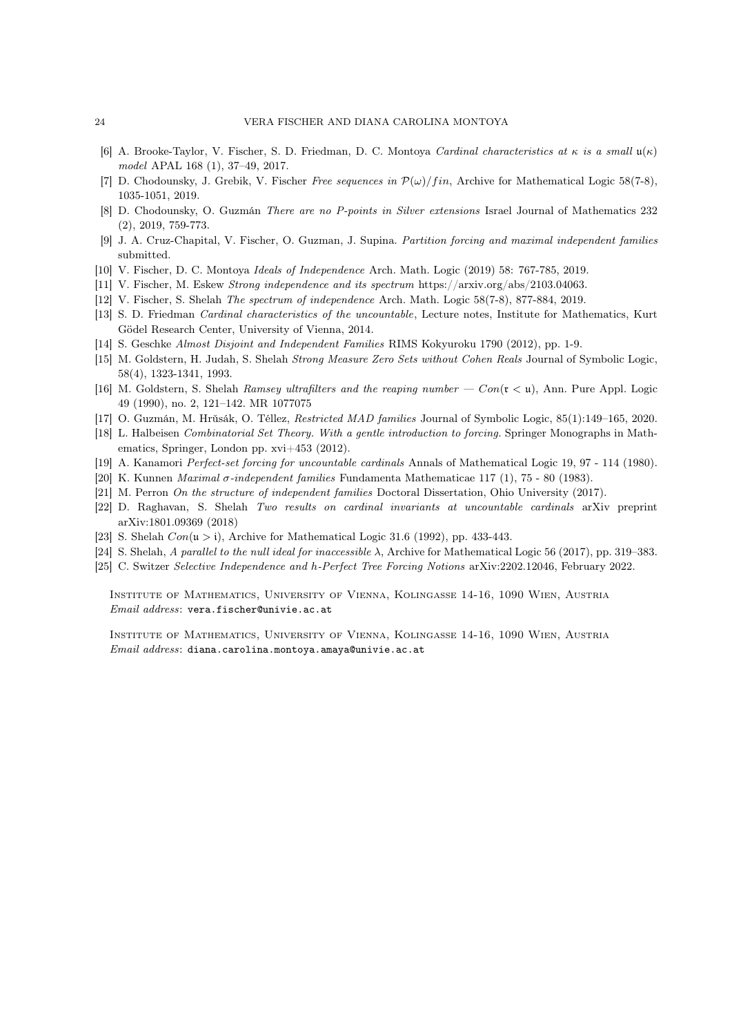[6] A. Brooke-Taylor, V. Fischer, S. D. Friedman, D. C. Montoya *Cardinal characteristics at $\kappa$ is a small $\mathfrak{u}(\kappa)$ model* APAL 168 (1), 37–49, 2017.

[7] D. Chodounsky, J. Grebik, V. Fischer *Free sequences in $\mathcal{P}(\omega)/fin$*, Archive for Mathematical Logic 58(7-8), 1035-1051, 2019.

[8] D. Chodounsky, O. Guzmán *There are no P-points in Silver extensions* Israel Journal of Mathematics 232 (2), 2019, 759-773.

[9] J. A. Cruz-Chapital, V. Fischer, O. Guzman, J. Supina. *Partition forcing and maximal independent families* submitted.

[10] V. Fischer, D. C. Montoya *Ideals of Independence* Arch. Math. Logic (2019) 58: 767-785, 2019.

[11] V. Fischer, M. Eskew *Strong independence and its spectrum* https://arxiv.org/abs/2103.04063.

[12] V. Fischer, S. Shelah *The spectrum of independence* Arch. Math. Logic 58(7-8), 877-884, 2019.

[13] S. D. Friedman *Cardinal characteristics of the uncountable*, Lecture notes, Institute for Mathematics, Kurt Gödel Research Center, University of Vienna, 2014.

[14] S. Geschke *Almost Disjoint and Independent Families* RIMS Kokyuroku 1790 (2012), pp. 1-9.

[15] M. Goldstern, H. Judah, S. Shelah *Strong Measure Zero Sets without Cohen Reals* Journal of Symbolic Logic, 58(4), 1323-1341, 1993.

[16] M. Goldstern, S. Shelah *Ramsey ultrafilters and the reaping number — $Con(\mathfrak{r} < \mathfrak{u})$*, Ann. Pure Appl. Logic 49 (1990), no. 2, 121–142. MR 1077075

[17] O. Guzmán, M. Hrušák, O. Téllez, *Restricted MAD families* Journal of Symbolic Logic, 85(1):149–165, 2020.

[18] L. Halbeisen *Combinatorial Set Theory. With a gentle introduction to forcing.* Springer Monographs in Mathematics, Springer, London pp. xvi+453 (2012).

[19] A. Kanamori *Perfect-set forcing for uncountable cardinals* Annals of Mathematical Logic 19, 97 - 114 (1980).

[20] K. Kunnen *Maximal $\sigma$-independent families* Fundamenta Mathematicae 117 (1), 75 - 80 (1983).

[21] M. Perron *On the structure of independent families* Doctoral Dissertation, Ohio University (2017).

[22] D. Raghavan, S. Shelah *Two results on cardinal invariants at uncountable cardinals* arXiv preprint arXiv:1801.09369 (2018)

[23] S. Shelah $Con(\mathfrak{u} > \mathfrak{i})$, Archive for Mathematical Logic 31.6 (1992), pp. 433-443.

[24] S. Shelah, *A parallel to the null ideal for inaccessible $\lambda$*, Archive for Mathematical Logic 56 (2017), pp. 319–383.

[25] C. Switzer *Selective Independence and h-Perfect Tree Forcing Notions* arXiv:2202.12046, February 2022.

Institute of Mathematics, University of Vienna, Kolingasse 14-16, 1090 Wien, Austria
*Email address*: vera.fischer@univie.ac.at

Institute of Mathematics, University of Vienna, Kolingasse 14-16, 1090 Wien, Austria
*Email address*: diana.carolina.montoya.amaya@univie.ac.at